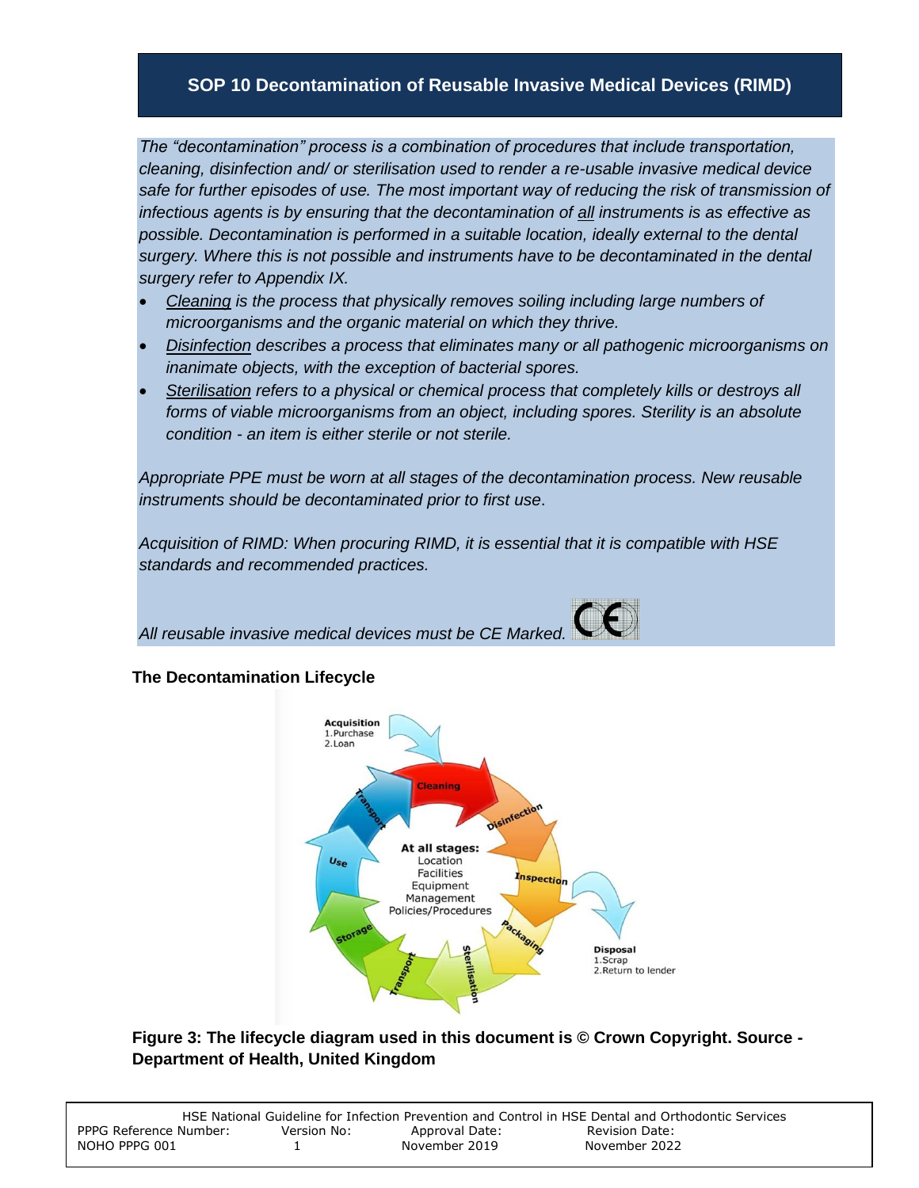# SOP 10 Decontamination of Reusable Invasive Medical Devices (RIMD)

*The "decontamination" process is a combination of procedures that include transportation, cleaning, disinfection and/ or sterilisation used to render a re-usable invasive medical device safe for further episodes of use. The most important way of reducing the risk of transmission of infectious agents is by ensuring that the decontamination of all instruments is as effective as possible. Decontamination is performed in a suitable location, ideally external to the dental surgery. Where this is not possible and instruments have to be decontaminated in the dental surgery refer to Appendix IX.*

- *Cleaning is the process that physically removes soiling including large numbers of microorganisms and the organic material on which they thrive.*
- *Disinfection describes a process that eliminates many or all pathogenic microorganisms on inanimate objects, with the exception of bacterial spores.*
- *Sterilisation refers to a physical or chemical process that completely kills or destroys all forms of viable microorganisms from an object, including spores. Sterility is an absolute condition - an item is either sterile or not sterile.*

*Appropriate PPE must be worn at all stages of the decontamination process. New reusable instruments should be decontaminated prior to first use.*

*Acquisition of RIMD: When procuring RIMD, it is essential that it is compatible with HSE standards and recommended practices.*

*All reusable invasive medical devices must be CE Marked.* CE

**The Decontamination Lifecycle**

Acquisition
1. Purchase
2. Loan

Cleaning → Disinfection → Inspection → Packaging → Sterilisation → Transport → Storage → Use → Transport

At all stages:
Location
Facilities
Equipment
Management
Policies/Procedures

Disposal
1. Scrap
2. Return to lender

**Figure 3: The lifecycle diagram used in this document is © Crown Copyright. Source - Department of Health, United Kingdom**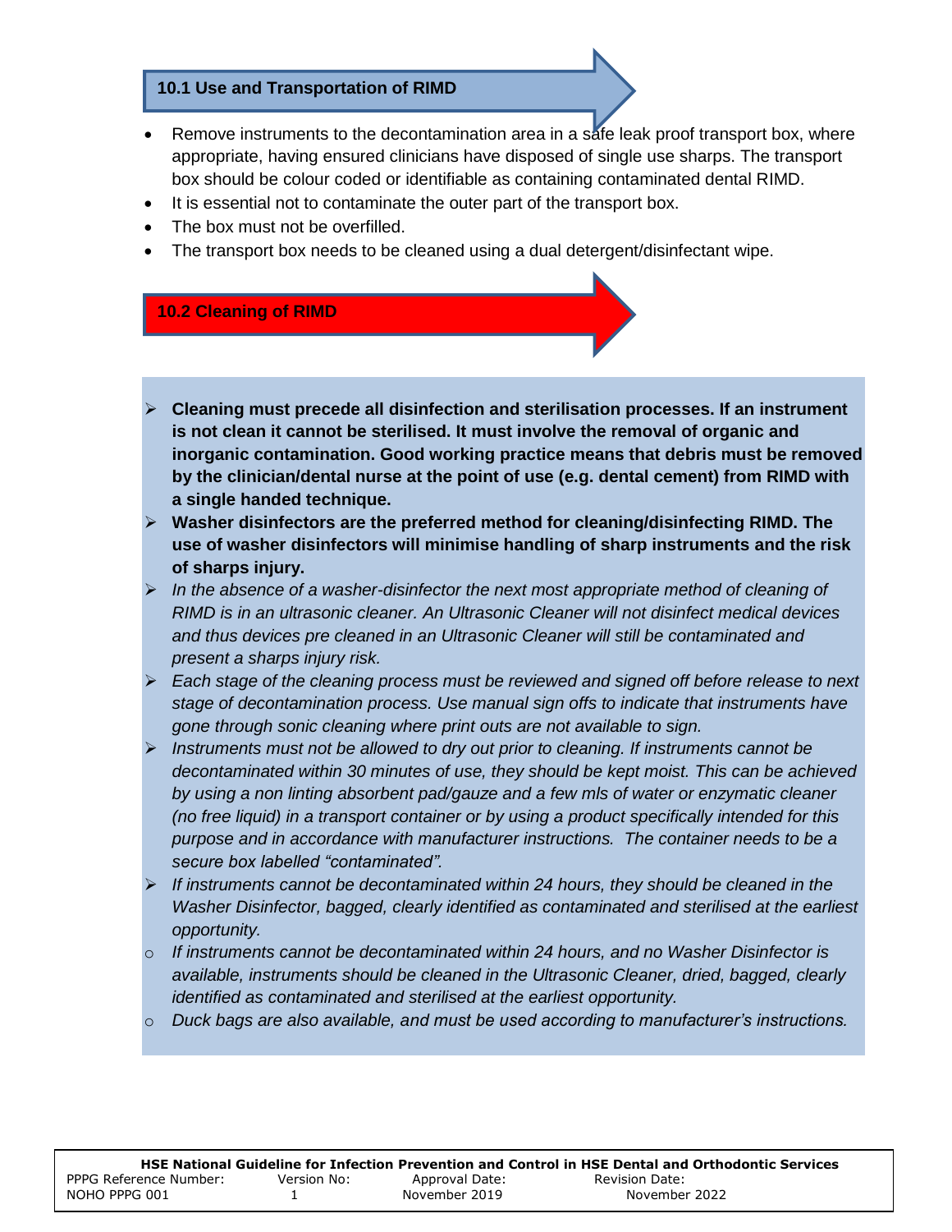### 10.1 Use and Transportation of RIMD

- Remove instruments to the decontamination area in a safe leak proof transport box, where appropriate, having ensured clinicians have disposed of single use sharps. The transport box should be colour coded or identifiable as containing contaminated dental RIMD.
- It is essential not to contaminate the outer part of the transport box.
- The box must not be overfilled.
- The transport box needs to be cleaned using a dual detergent/disinfectant wipe.

### 10.2 Cleaning of RIMD

- **Cleaning must precede all disinfection and sterilisation processes. If an instrument is not clean it cannot be sterilised. It must involve the removal of organic and inorganic contamination. Good working practice means that debris must be removed by the clinician/dental nurse at the point of use (e.g. dental cement) from RIMD with a single handed technique.**
- **Washer disinfectors are the preferred method for cleaning/disinfecting RIMD. The use of washer disinfectors will minimise handling of sharp instruments and the risk of sharps injury.**
- *In the absence of a washer-disinfector the next most appropriate method of cleaning of RIMD is in an ultrasonic cleaner. An Ultrasonic Cleaner will not disinfect medical devices and thus devices pre cleaned in an Ultrasonic Cleaner will still be contaminated and present a sharps injury risk.*
- *Each stage of the cleaning process must be reviewed and signed off before release to next stage of decontamination process. Use manual sign offs to indicate that instruments have gone through sonic cleaning where print outs are not available to sign.*
- *Instruments must not be allowed to dry out prior to cleaning. If instruments cannot be decontaminated within 30 minutes of use, they should be kept moist. This can be achieved by using a non linting absorbent pad/gauze and a few mls of water or enzymatic cleaner (no free liquid) in a transport container or by using a product specifically intended for this purpose and in accordance with manufacturer instructions. The container needs to be a secure box labelled "contaminated".*
- *If instruments cannot be decontaminated within 24 hours, they should be cleaned in the Washer Disinfector, bagged, clearly identified as contaminated and sterilised at the earliest opportunity.*
  - *If instruments cannot be decontaminated within 24 hours, and no Washer Disinfector is available, instruments should be cleaned in the Ultrasonic Cleaner, dried, bagged, clearly identified as contaminated and sterilised at the earliest opportunity.*
  - *Duck bags are also available, and must be used according to manufacturer's instructions.*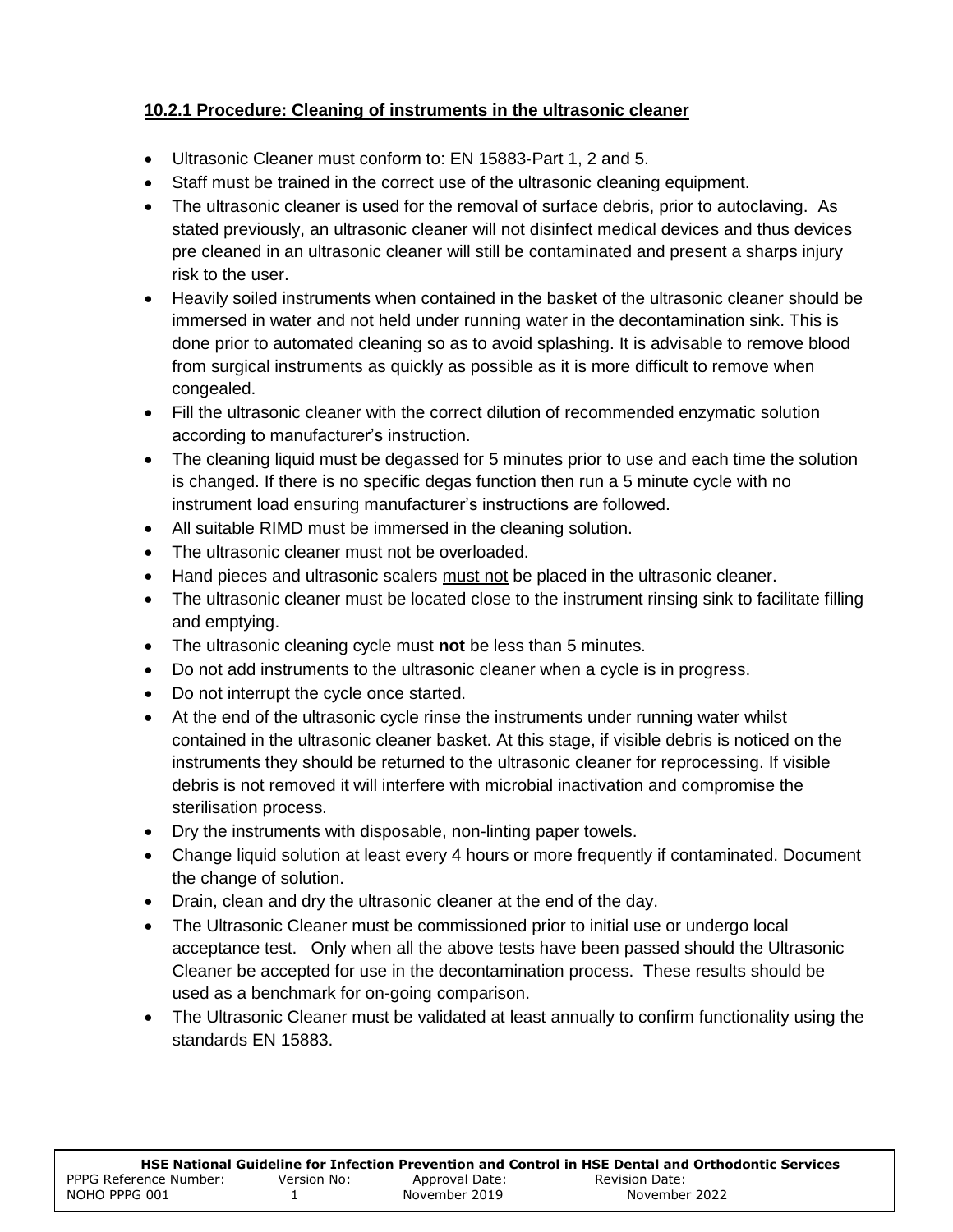### 10.2.1 Procedure: Cleaning of instruments in the ultrasonic cleaner

- Ultrasonic Cleaner must conform to: EN 15883-Part 1, 2 and 5.
- Staff must be trained in the correct use of the ultrasonic cleaning equipment.
- The ultrasonic cleaner is used for the removal of surface debris, prior to autoclaving. As stated previously, an ultrasonic cleaner will not disinfect medical devices and thus devices pre cleaned in an ultrasonic cleaner will still be contaminated and present a sharps injury risk to the user.
- Heavily soiled instruments when contained in the basket of the ultrasonic cleaner should be immersed in water and not held under running water in the decontamination sink. This is done prior to automated cleaning so as to avoid splashing. It is advisable to remove blood from surgical instruments as quickly as possible as it is more difficult to remove when congealed.
- Fill the ultrasonic cleaner with the correct dilution of recommended enzymatic solution according to manufacturer's instruction.
- The cleaning liquid must be degassed for 5 minutes prior to use and each time the solution is changed. If there is no specific degas function then run a 5 minute cycle with no instrument load ensuring manufacturer's instructions are followed.
- All suitable RIMD must be immersed in the cleaning solution.
- The ultrasonic cleaner must not be overloaded.
- Hand pieces and ultrasonic scalers <u>must not</u> be placed in the ultrasonic cleaner.
- The ultrasonic cleaner must be located close to the instrument rinsing sink to facilitate filling and emptying.
- The ultrasonic cleaning cycle must **not** be less than 5 minutes.
- Do not add instruments to the ultrasonic cleaner when a cycle is in progress.
- Do not interrupt the cycle once started.
- At the end of the ultrasonic cycle rinse the instruments under running water whilst contained in the ultrasonic cleaner basket. At this stage, if visible debris is noticed on the instruments they should be returned to the ultrasonic cleaner for reprocessing. If visible debris is not removed it will interfere with microbial inactivation and compromise the sterilisation process.
- Dry the instruments with disposable, non-linting paper towels.
- Change liquid solution at least every 4 hours or more frequently if contaminated. Document the change of solution.
- Drain, clean and dry the ultrasonic cleaner at the end of the day.
- The Ultrasonic Cleaner must be commissioned prior to initial use or undergo local acceptance test. Only when all the above tests have been passed should the Ultrasonic Cleaner be accepted for use in the decontamination process. These results should be used as a benchmark for on-going comparison.
- The Ultrasonic Cleaner must be validated at least annually to confirm functionality using the standards EN 15883.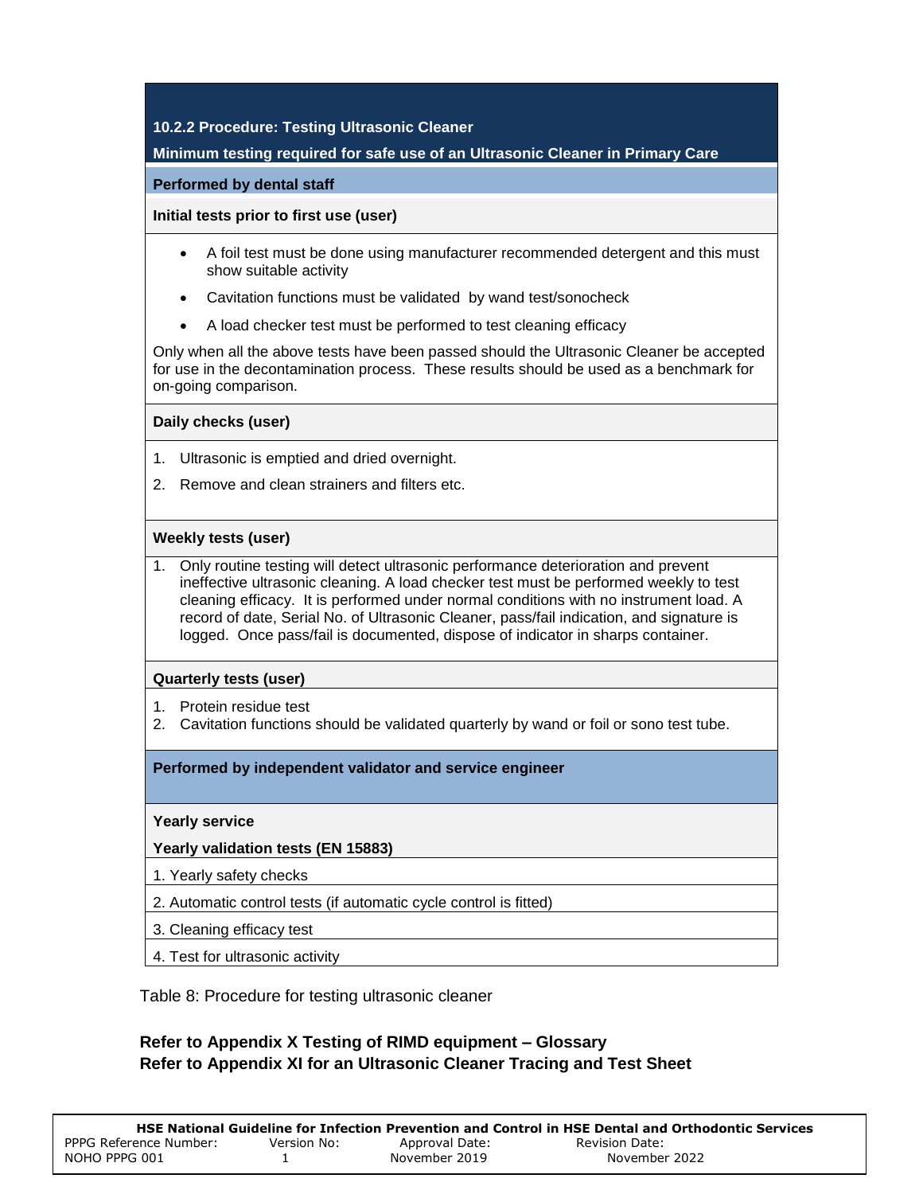## 10.2.2 Procedure: Testing Ultrasonic Cleaner

**Minimum testing required for safe use of an Ultrasonic Cleaner in Primary Care**

### Performed by dental staff

**Initial tests prior to first use (user)**

- A foil test must be done using manufacturer recommended detergent and this must show suitable activity
- Cavitation functions must be validated by wand test/sonocheck
- A load checker test must be performed to test cleaning efficacy

Only when all the above tests have been passed should the Ultrasonic Cleaner be accepted for use in the decontamination process. These results should be used as a benchmark for on-going comparison.

**Daily checks (user)**

1. Ultrasonic is emptied and dried overnight.
2. Remove and clean strainers and filters etc.

**Weekly tests (user)**

1. Only routine testing will detect ultrasonic performance deterioration and prevent ineffective ultrasonic cleaning. A load checker test must be performed weekly to test cleaning efficacy. It is performed under normal conditions with no instrument load. A record of date, Serial No. of Ultrasonic Cleaner, pass/fail indication, and signature is logged. Once pass/fail is documented, dispose of indicator in sharps container.

**Quarterly tests (user)**

1. Protein residue test
2. Cavitation functions should be validated quarterly by wand or foil or sono test tube.

### Performed by independent validator and service engineer

**Yearly service**

**Yearly validation tests (EN 15883)**

1. Yearly safety checks
2. Automatic control tests (if automatic cycle control is fitted)
3. Cleaning efficacy test
4. Test for ultrasonic activity

Table 8: Procedure for testing ultrasonic cleaner

**Refer to Appendix X Testing of RIMD equipment – Glossary**
**Refer to Appendix XI for an Ultrasonic Cleaner Tracing and Test Sheet**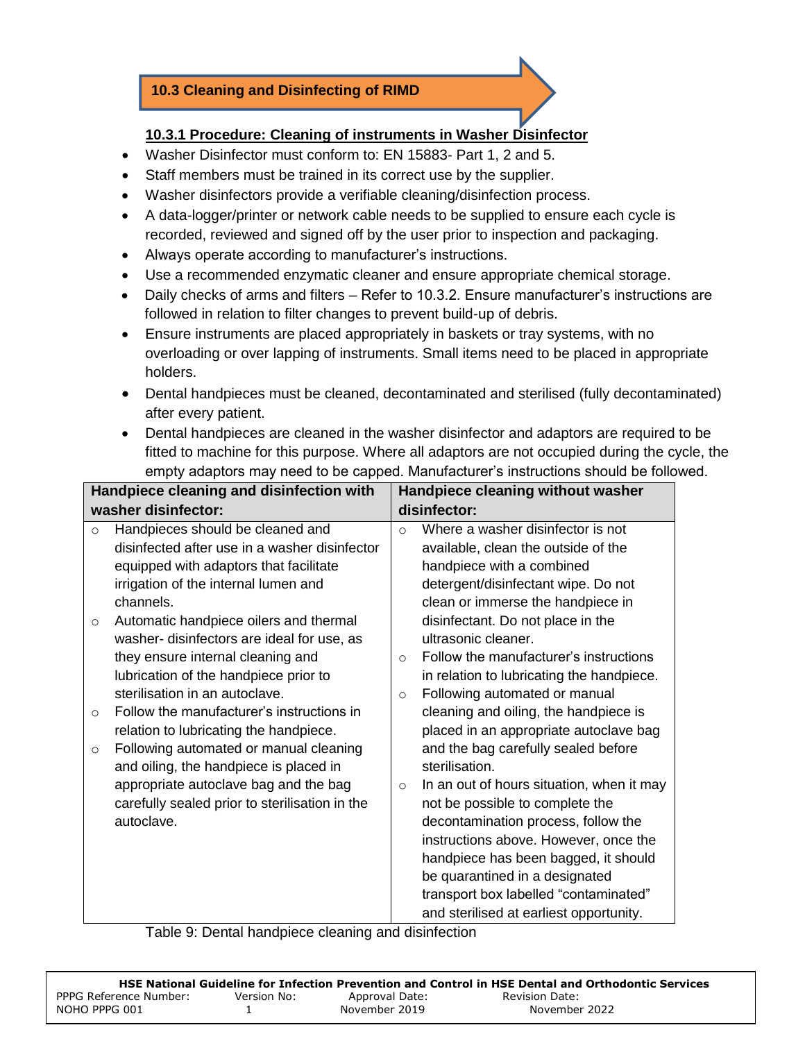## 10.3 Cleaning and Disinfecting of RIMD

### 10.3.1 Procedure: Cleaning of instruments in Washer Disinfector

- Washer Disinfector must conform to: EN 15883- Part 1, 2 and 5.
- Staff members must be trained in its correct use by the supplier.
- Washer disinfectors provide a verifiable cleaning/disinfection process.
- A data-logger/printer or network cable needs to be supplied to ensure each cycle is recorded, reviewed and signed off by the user prior to inspection and packaging.
- Always operate according to manufacturer's instructions.
- Use a recommended enzymatic cleaner and ensure appropriate chemical storage.
- Daily checks of arms and filters – Refer to 10.3.2. Ensure manufacturer's instructions are followed in relation to filter changes to prevent build-up of debris.
- Ensure instruments are placed appropriately in baskets or tray systems, with no overloading or over lapping of instruments. Small items need to be placed in appropriate holders.
- Dental handpieces must be cleaned, decontaminated and sterilised (fully decontaminated) after every patient.
- Dental handpieces are cleaned in the washer disinfector and adaptors are required to be fitted to machine for this purpose. Where all adaptors are not occupied during the cycle, the empty adaptors may need to be capped. Manufacturer's instructions should be followed.

| Handpiece cleaning and disinfection with washer disinfector: | Handpiece cleaning without washer disinfector: |
|---|---|
| ○ Handpieces should be cleaned and disinfected after use in a washer disinfector equipped with adaptors that facilitate irrigation of the internal lumen and channels.<br>○ Automatic handpiece oilers and thermal washer- disinfectors are ideal for use, as they ensure internal cleaning and lubrication of the handpiece prior to sterilisation in an autoclave.<br>○ Follow the manufacturer's instructions in relation to lubricating the handpiece.<br>○ Following automated or manual cleaning and oiling, the handpiece is placed in appropriate autoclave bag and the bag carefully sealed prior to sterilisation in the autoclave. | ○ Where a washer disinfector is not available, clean the outside of the handpiece with a combined detergent/disinfectant wipe. Do not clean or immerse the handpiece in disinfectant. Do not place in the ultrasonic cleaner.<br>○ Follow the manufacturer's instructions in relation to lubricating the handpiece.<br>○ Following automated or manual cleaning and oiling, the handpiece is placed in an appropriate autoclave bag and the bag carefully sealed before sterilisation.<br>○ In an out of hours situation, when it may not be possible to complete the decontamination process, follow the instructions above. However, once the handpiece has been bagged, it should be quarantined in a designated transport box labelled "contaminated" and sterilised at earliest opportunity. |

Table 9: Dental handpiece cleaning and disinfection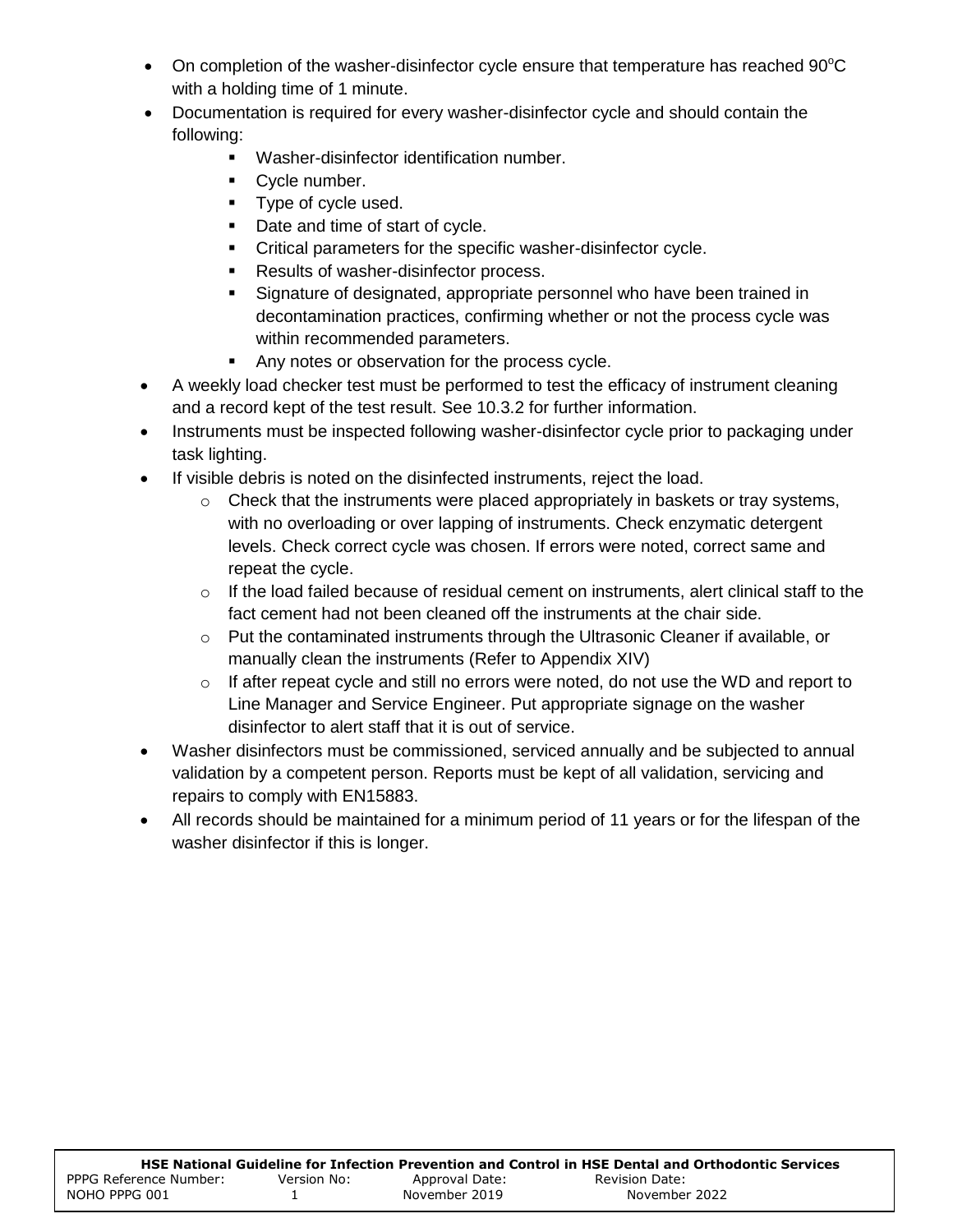- On completion of the washer-disinfector cycle ensure that temperature has reached 90°C with a holding time of 1 minute.
- Documentation is required for every washer-disinfector cycle and should contain the following:
  - Washer-disinfector identification number.
  - Cycle number.
  - Type of cycle used.
  - Date and time of start of cycle.
  - Critical parameters for the specific washer-disinfector cycle.
  - Results of washer-disinfector process.
  - Signature of designated, appropriate personnel who have been trained in decontamination practices, confirming whether or not the process cycle was within recommended parameters.
  - Any notes or observation for the process cycle.
- A weekly load checker test must be performed to test the efficacy of instrument cleaning and a record kept of the test result. See 10.3.2 for further information.
- Instruments must be inspected following washer-disinfector cycle prior to packaging under task lighting.
- If visible debris is noted on the disinfected instruments, reject the load.
  - Check that the instruments were placed appropriately in baskets or tray systems, with no overloading or over lapping of instruments. Check enzymatic detergent levels. Check correct cycle was chosen. If errors were noted, correct same and repeat the cycle.
  - If the load failed because of residual cement on instruments, alert clinical staff to the fact cement had not been cleaned off the instruments at the chair side.
  - Put the contaminated instruments through the Ultrasonic Cleaner if available, or manually clean the instruments (Refer to Appendix XIV)
  - If after repeat cycle and still no errors were noted, do not use the WD and report to Line Manager and Service Engineer. Put appropriate signage on the washer disinfector to alert staff that it is out of service.
- Washer disinfectors must be commissioned, serviced annually and be subjected to annual validation by a competent person. Reports must be kept of all validation, servicing and repairs to comply with EN15883.
- All records should be maintained for a minimum period of 11 years or for the lifespan of the washer disinfector if this is longer.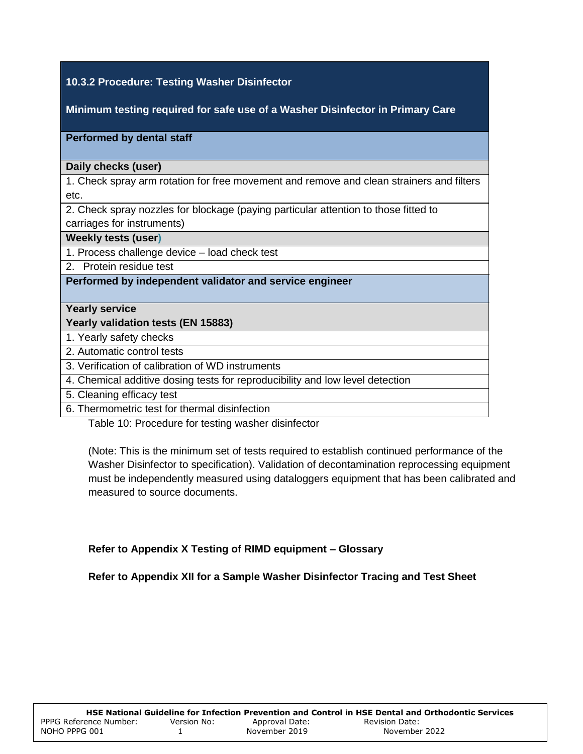| **10.3.2 Procedure: Testing Washer Disinfector**<br><br>**Minimum testing required for safe use of a Washer Disinfector in Primary Care** |
|---|
| **Performed by dental staff** |
| **Daily checks (user)** |
| 1. Check spray arm rotation for free movement and remove and clean strainers and filters etc. |
| 2. Check spray nozzles for blockage (paying particular attention to those fitted to carriages for instruments) |
| **Weekly tests (user)** |
| 1. Process challenge device – load check test |
| 2. Protein residue test |
| **Performed by independent validator and service engineer** |
| **Yearly service**<br>**Yearly validation tests (EN 15883)** |
| 1. Yearly safety checks |
| 2. Automatic control tests |
| 3. Verification of calibration of WD instruments |
| 4. Chemical additive dosing tests for reproducibility and low level detection |
| 5. Cleaning efficacy test |
| 6. Thermometric test for thermal disinfection |

Table 10: Procedure for testing washer disinfector

(Note: This is the minimum set of tests required to establish continued performance of the Washer Disinfector to specification). Validation of decontamination reprocessing equipment must be independently measured using dataloggers equipment that has been calibrated and measured to source documents.

**Refer to Appendix X Testing of RIMD equipment – Glossary**

**Refer to Appendix XII for a Sample Washer Disinfector Tracing and Test Sheet**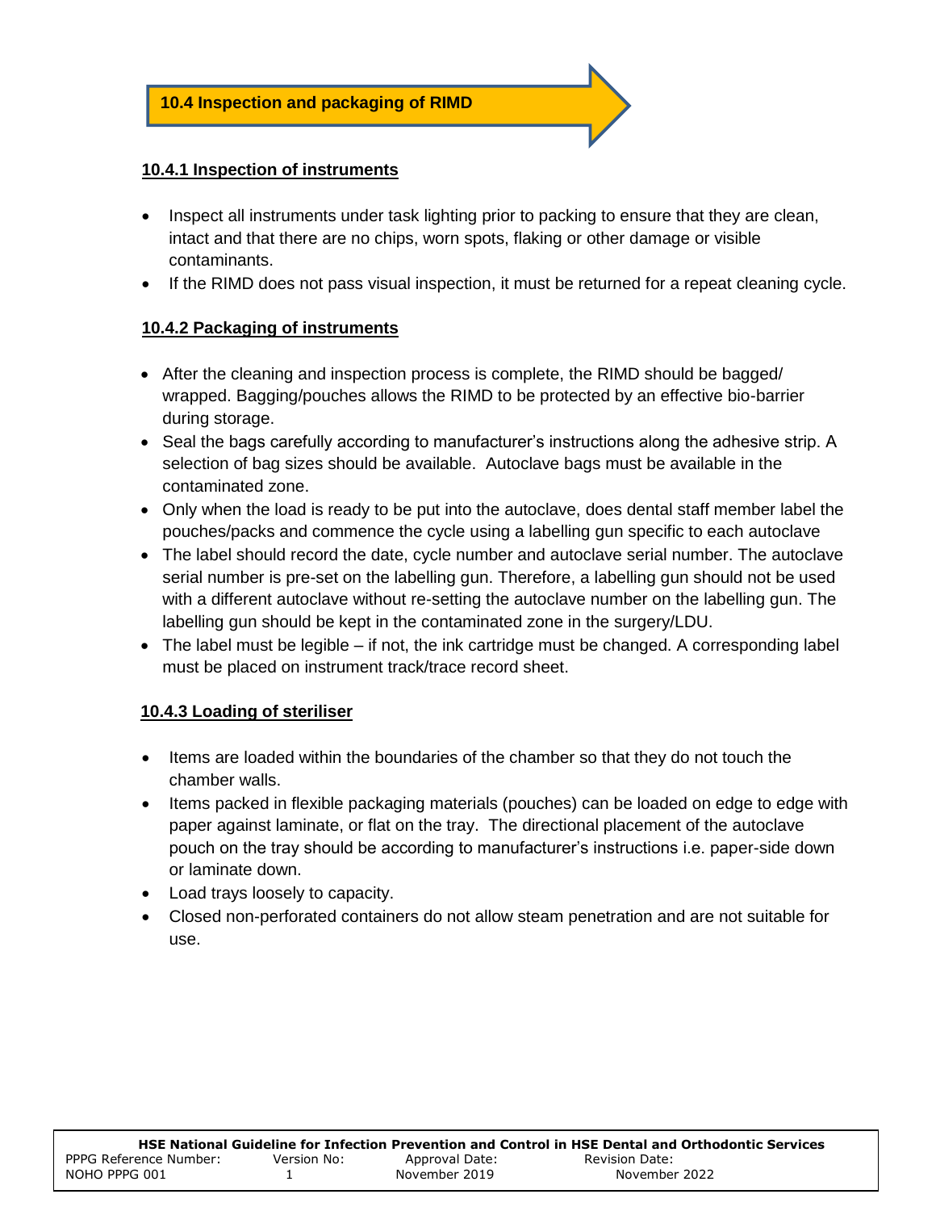## 10.4 Inspection and packaging of RIMD

### 10.4.1 Inspection of instruments

- Inspect all instruments under task lighting prior to packing to ensure that they are clean, intact and that there are no chips, worn spots, flaking or other damage or visible contaminants.
- If the RIMD does not pass visual inspection, it must be returned for a repeat cleaning cycle.

### 10.4.2 Packaging of instruments

- After the cleaning and inspection process is complete, the RIMD should be bagged/ wrapped. Bagging/pouches allows the RIMD to be protected by an effective bio-barrier during storage.
- Seal the bags carefully according to manufacturer's instructions along the adhesive strip. A selection of bag sizes should be available. Autoclave bags must be available in the contaminated zone.
- Only when the load is ready to be put into the autoclave, does dental staff member label the pouches/packs and commence the cycle using a labelling gun specific to each autoclave
- The label should record the date, cycle number and autoclave serial number. The autoclave serial number is pre-set on the labelling gun. Therefore, a labelling gun should not be used with a different autoclave without re-setting the autoclave number on the labelling gun. The labelling gun should be kept in the contaminated zone in the surgery/LDU.
- The label must be legible – if not, the ink cartridge must be changed. A corresponding label must be placed on instrument track/trace record sheet.

### 10.4.3 Loading of steriliser

- Items are loaded within the boundaries of the chamber so that they do not touch the chamber walls.
- Items packed in flexible packaging materials (pouches) can be loaded on edge to edge with paper against laminate, or flat on the tray. The directional placement of the autoclave pouch on the tray should be according to manufacturer's instructions i.e. paper-side down or laminate down.
- Load trays loosely to capacity.
- Closed non-perforated containers do not allow steam penetration and are not suitable for use.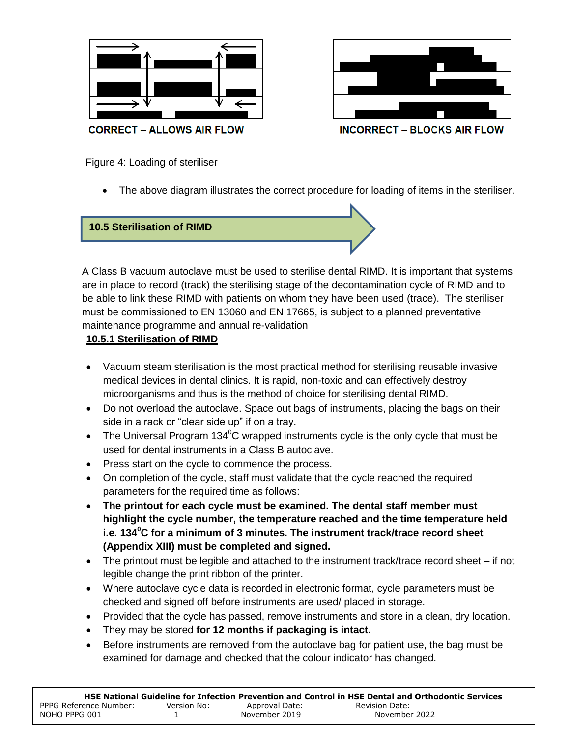CORRECT – ALLOWS AIR FLOW

INCORRECT – BLOCKS AIR FLOW

Figure 4: Loading of steriliser

- The above diagram illustrates the correct procedure for loading of items in the steriliser.

## 10.5 Sterilisation of RIMD

A Class B vacuum autoclave must be used to sterilise dental RIMD. It is important that systems are in place to record (track) the sterilising stage of the decontamination cycle of RIMD and to be able to link these RIMD with patients on whom they have been used (trace). The steriliser must be commissioned to EN 13060 and EN 17665, is subject to a planned preventative maintenance programme and annual re-validation

### 10.5.1 Sterilisation of RIMD

- Vacuum steam sterilisation is the most practical method for sterilising reusable invasive medical devices in dental clinics. It is rapid, non-toxic and can effectively destroy microorganisms and thus is the method of choice for sterilising dental RIMD.
- Do not overload the autoclave. Space out bags of instruments, placing the bags on their side in a rack or "clear side up" if on a tray.
- The Universal Program 134$^{0}$C wrapped instruments cycle is the only cycle that must be used for dental instruments in a Class B autoclave.
- Press start on the cycle to commence the process.
- On completion of the cycle, staff must validate that the cycle reached the required parameters for the required time as follows:
- **The printout for each cycle must be examined. The dental staff member must highlight the cycle number, the temperature reached and the time temperature held i.e. 134$^{0}$C for a minimum of 3 minutes. The instrument track/trace record sheet (Appendix XIII) must be completed and signed.**
- The printout must be legible and attached to the instrument track/trace record sheet – if not legible change the print ribbon of the printer.
- Where autoclave cycle data is recorded in electronic format, cycle parameters must be checked and signed off before instruments are used/ placed in storage.
- Provided that the cycle has passed, remove instruments and store in a clean, dry location.
- They may be stored **for 12 months if packaging is intact.**
- Before instruments are removed from the autoclave bag for patient use, the bag must be examined for damage and checked that the colour indicator has changed.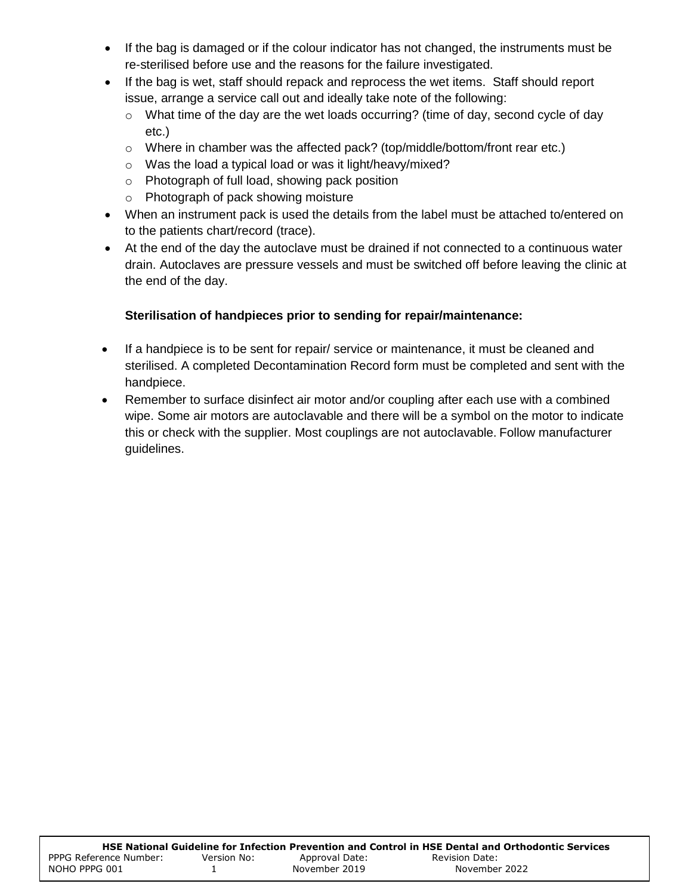- If the bag is damaged or if the colour indicator has not changed, the instruments must be re-sterilised before use and the reasons for the failure investigated.
- If the bag is wet, staff should repack and reprocess the wet items. Staff should report issue, arrange a service call out and ideally take note of the following:
  - What time of the day are the wet loads occurring? (time of day, second cycle of day etc.)
  - Where in chamber was the affected pack? (top/middle/bottom/front rear etc.)
  - Was the load a typical load or was it light/heavy/mixed?
  - Photograph of full load, showing pack position
  - Photograph of pack showing moisture
- When an instrument pack is used the details from the label must be attached to/entered on to the patients chart/record (trace).
- At the end of the day the autoclave must be drained if not connected to a continuous water drain. Autoclaves are pressure vessels and must be switched off before leaving the clinic at the end of the day.

**Sterilisation of handpieces prior to sending for repair/maintenance:**

- If a handpiece is to be sent for repair/ service or maintenance, it must be cleaned and sterilised. A completed Decontamination Record form must be completed and sent with the handpiece.
- Remember to surface disinfect air motor and/or coupling after each use with a combined wipe. Some air motors are autoclavable and there will be a symbol on the motor to indicate this or check with the supplier. Most couplings are not autoclavable. Follow manufacturer guidelines.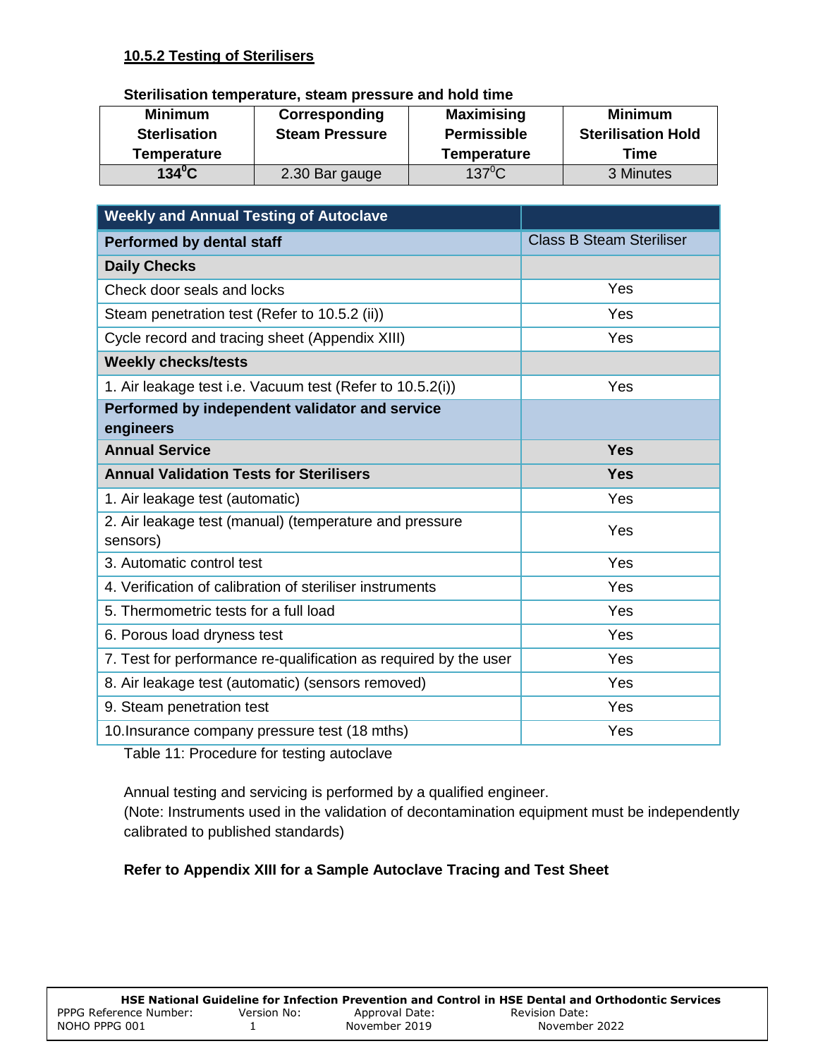### 10.5.2 Testing of Sterilisers

**Sterilisation temperature, steam pressure and hold time**

| Minimum Sterlisation Temperature | Corresponding Steam Pressure | Maximising Permissible Temperature | Minimum Sterilisation Hold Time |
|---|---|---|---|
| **$134^0$C** | 2.30 Bar gauge | $137^0$C | 3 Minutes |

| Weekly and Annual Testing of Autoclave | |
|---|---|
| **Performed by dental staff** | Class B Steam Steriliser |
| **Daily Checks** | |
| Check door seals and locks | Yes |
| Steam penetration test (Refer to 10.5.2 (ii)) | Yes |
| Cycle record and tracing sheet (Appendix XIII) | Yes |
| **Weekly checks/tests** | |
| 1. Air leakage test i.e. Vacuum test (Refer to 10.5.2(i)) | Yes |
| **Performed by independent validator and service engineers** | |
| **Annual Service** | **Yes** |
| **Annual Validation Tests for Sterilisers** | **Yes** |
| 1. Air leakage test (automatic) | Yes |
| 2. Air leakage test (manual) (temperature and pressure sensors) | Yes |
| 3. Automatic control test | Yes |
| 4. Verification of calibration of steriliser instruments | Yes |
| 5. Thermometric tests for a full load | Yes |
| 6. Porous load dryness test | Yes |
| 7. Test for performance re-qualification as required by the user | Yes |
| 8. Air leakage test (automatic) (sensors removed) | Yes |
| 9. Steam penetration test | Yes |
| 10.Insurance company pressure test (18 mths) | Yes |

Table 11: Procedure for testing autoclave

Annual testing and servicing is performed by a qualified engineer.
(Note: Instruments used in the validation of decontamination equipment must be independently calibrated to published standards)

**Refer to Appendix XIII for a Sample Autoclave Tracing and Test Sheet**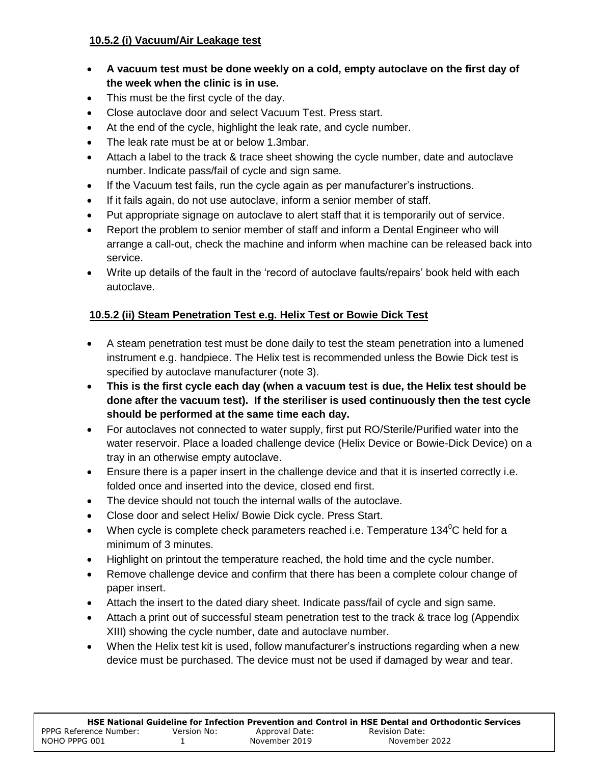#### 10.5.2 (i) Vacuum/Air Leakage test

- **A vacuum test must be done weekly on a cold, empty autoclave on the first day of the week when the clinic is in use.**
- This must be the first cycle of the day.
- Close autoclave door and select Vacuum Test. Press start.
- At the end of the cycle, highlight the leak rate, and cycle number.
- The leak rate must be at or below 1.3mbar.
- Attach a label to the track & trace sheet showing the cycle number, date and autoclave number. Indicate pass/fail of cycle and sign same.
- If the Vacuum test fails, run the cycle again as per manufacturer's instructions.
- If it fails again, do not use autoclave, inform a senior member of staff.
- Put appropriate signage on autoclave to alert staff that it is temporarily out of service.
- Report the problem to senior member of staff and inform a Dental Engineer who will arrange a call-out, check the machine and inform when machine can be released back into service.
- Write up details of the fault in the 'record of autoclave faults/repairs' book held with each autoclave.

#### 10.5.2 (ii) Steam Penetration Test e.g. Helix Test or Bowie Dick Test

- A steam penetration test must be done daily to test the steam penetration into a lumened instrument e.g. handpiece. The Helix test is recommended unless the Bowie Dick test is specified by autoclave manufacturer (note 3).
- **This is the first cycle each day (when a vacuum test is due, the Helix test should be done after the vacuum test). If the steriliser is used continuously then the test cycle should be performed at the same time each day.**
- For autoclaves not connected to water supply, first put RO/Sterile/Purified water into the water reservoir. Place a loaded challenge device (Helix Device or Bowie-Dick Device) on a tray in an otherwise empty autoclave.
- Ensure there is a paper insert in the challenge device and that it is inserted correctly i.e. folded once and inserted into the device, closed end first.
- The device should not touch the internal walls of the autoclave.
- Close door and select Helix/ Bowie Dick cycle. Press Start.
- When cycle is complete check parameters reached i.e. Temperature 134$^{0}$C held for a minimum of 3 minutes.
- Highlight on printout the temperature reached, the hold time and the cycle number.
- Remove challenge device and confirm that there has been a complete colour change of paper insert.
- Attach the insert to the dated diary sheet. Indicate pass/fail of cycle and sign same.
- Attach a print out of successful steam penetration test to the track & trace log (Appendix XIII) showing the cycle number, date and autoclave number.
- When the Helix test kit is used, follow manufacturer's instructions regarding when a new device must be purchased. The device must not be used if damaged by wear and tear.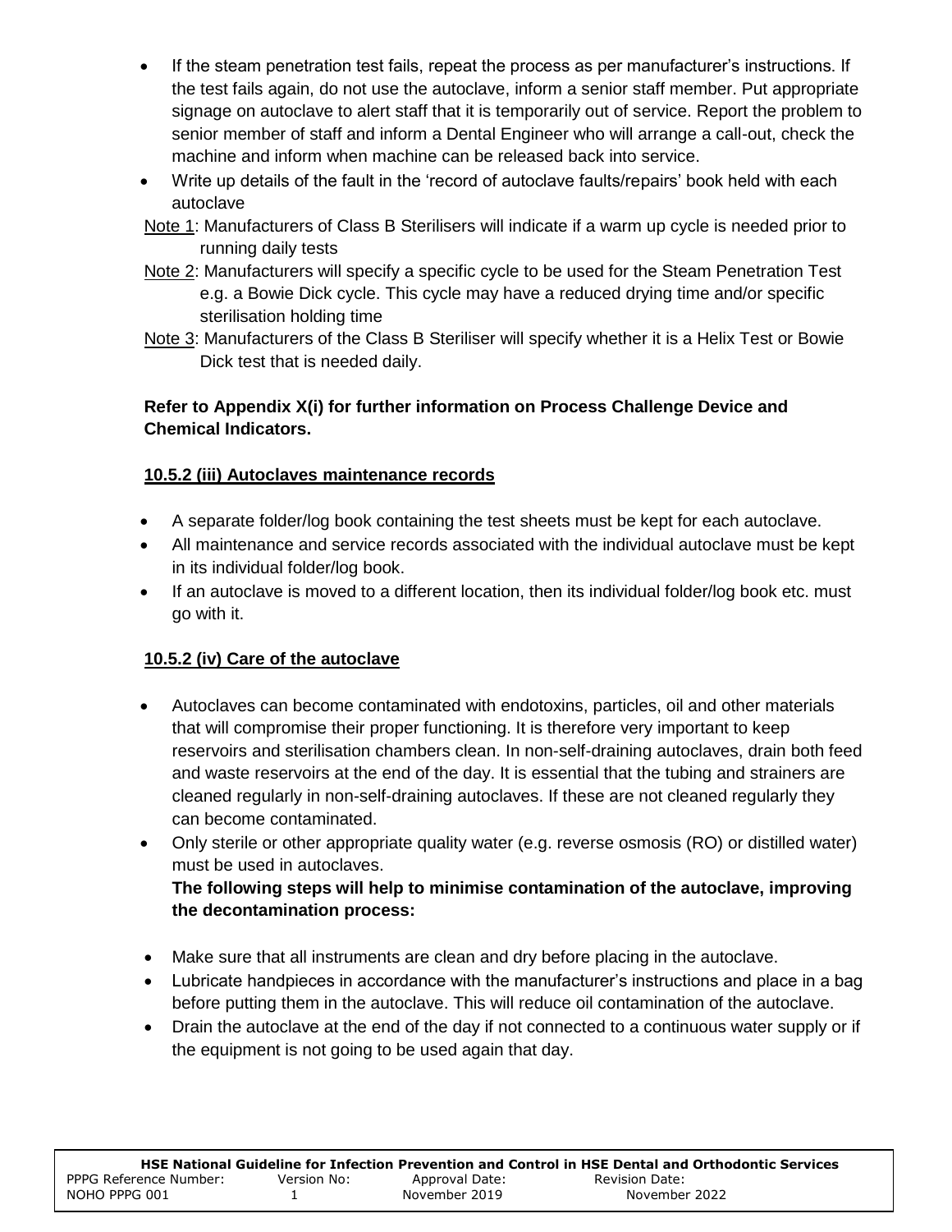- If the steam penetration test fails, repeat the process as per manufacturer's instructions. If the test fails again, do not use the autoclave, inform a senior staff member. Put appropriate signage on autoclave to alert staff that it is temporarily out of service. Report the problem to senior member of staff and inform a Dental Engineer who will arrange a call-out, check the machine and inform when machine can be released back into service.
- Write up details of the fault in the 'record of autoclave faults/repairs' book held with each autoclave

Note 1: Manufacturers of Class B Sterilisers will indicate if a warm up cycle is needed prior to running daily tests

Note 2: Manufacturers will specify a specific cycle to be used for the Steam Penetration Test e.g. a Bowie Dick cycle. This cycle may have a reduced drying time and/or specific sterilisation holding time

Note 3: Manufacturers of the Class B Steriliser will specify whether it is a Helix Test or Bowie Dick test that is needed daily.

**Refer to Appendix X(i) for further information on Process Challenge Device and Chemical Indicators.**

### 10.5.2 (iii) Autoclaves maintenance records

- A separate folder/log book containing the test sheets must be kept for each autoclave.
- All maintenance and service records associated with the individual autoclave must be kept in its individual folder/log book.
- If an autoclave is moved to a different location, then its individual folder/log book etc. must go with it.

### 10.5.2 (iv) Care of the autoclave

- Autoclaves can become contaminated with endotoxins, particles, oil and other materials that will compromise their proper functioning. It is therefore very important to keep reservoirs and sterilisation chambers clean. In non-self-draining autoclaves, drain both feed and waste reservoirs at the end of the day. It is essential that the tubing and strainers are cleaned regularly in non-self-draining autoclaves. If these are not cleaned regularly they can become contaminated.
- Only sterile or other appropriate quality water (e.g. reverse osmosis (RO) or distilled water) must be used in autoclaves.

  **The following steps will help to minimise contamination of the autoclave, improving the decontamination process:**

- Make sure that all instruments are clean and dry before placing in the autoclave.
- Lubricate handpieces in accordance with the manufacturer's instructions and place in a bag before putting them in the autoclave. This will reduce oil contamination of the autoclave.
- Drain the autoclave at the end of the day if not connected to a continuous water supply or if the equipment is not going to be used again that day.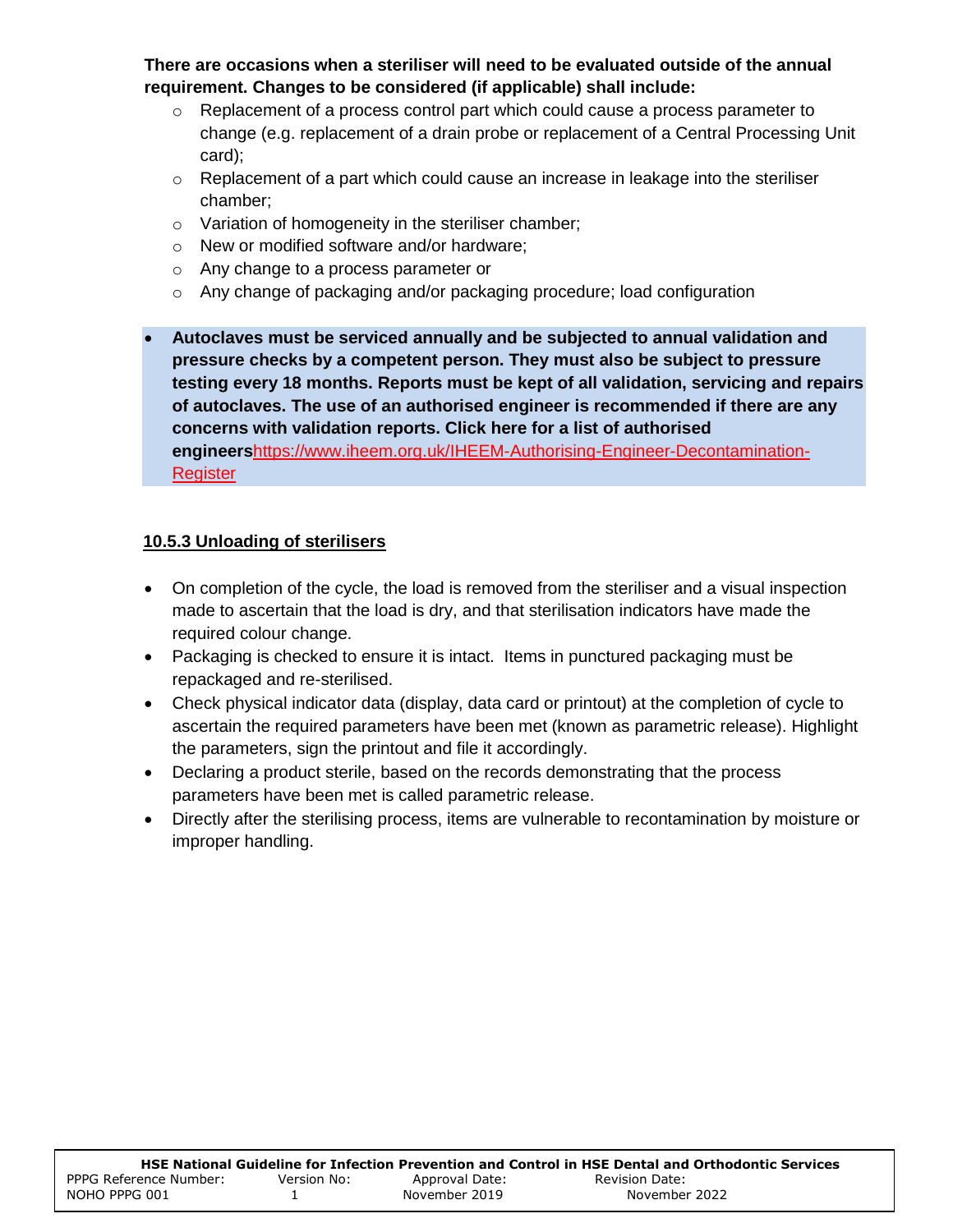**There are occasions when a steriliser will need to be evaluated outside of the annual requirement. Changes to be considered (if applicable) shall include:**

- Replacement of a process control part which could cause a process parameter to change (e.g. replacement of a drain probe or replacement of a Central Processing Unit card);
- Replacement of a part which could cause an increase in leakage into the steriliser chamber;
- Variation of homogeneity in the steriliser chamber;
- New or modified software and/or hardware;
- Any change to a process parameter or
- Any change of packaging and/or packaging procedure; load configuration

- **Autoclaves must be serviced annually and be subjected to annual validation and pressure checks by a competent person. They must also be subject to pressure testing every 18 months. Reports must be kept of all validation, servicing and repairs of autoclaves. The use of an authorised engineer is recommended if there are any concerns with validation reports. Click here for a list of authorised engineers**https://www.iheem.org.uk/IHEEM-Authorising-Engineer-Decontamination-Register

### 10.5.3 Unloading of sterilisers

- On completion of the cycle, the load is removed from the steriliser and a visual inspection made to ascertain that the load is dry, and that sterilisation indicators have made the required colour change.
- Packaging is checked to ensure it is intact. Items in punctured packaging must be repackaged and re-sterilised.
- Check physical indicator data (display, data card or printout) at the completion of cycle to ascertain the required parameters have been met (known as parametric release). Highlight the parameters, sign the printout and file it accordingly.
- Declaring a product sterile, based on the records demonstrating that the process parameters have been met is called parametric release.
- Directly after the sterilising process, items are vulnerable to recontamination by moisture or improper handling.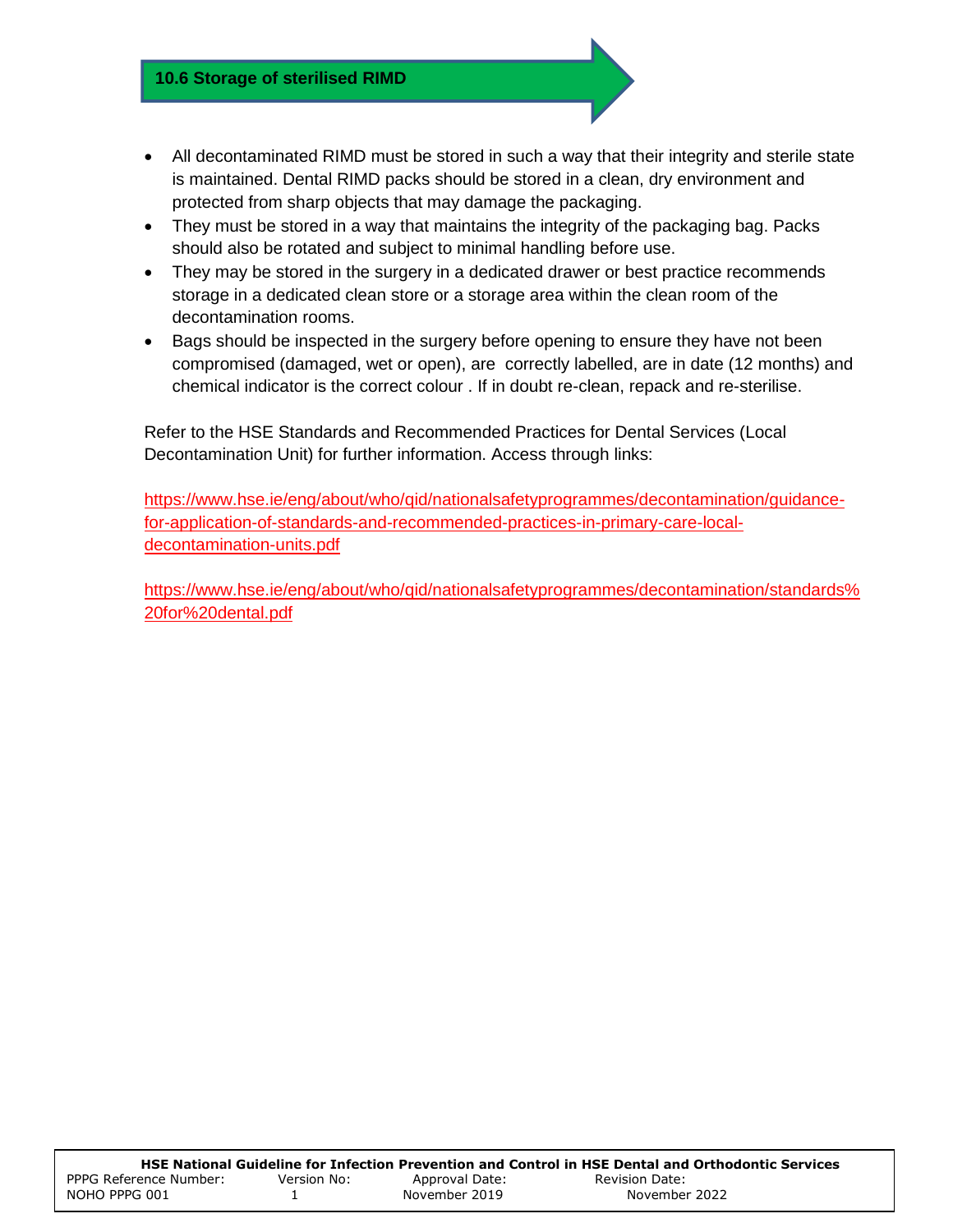### 10.6 Storage of sterilised RIMD

- All decontaminated RIMD must be stored in such a way that their integrity and sterile state is maintained. Dental RIMD packs should be stored in a clean, dry environment and protected from sharp objects that may damage the packaging.
- They must be stored in a way that maintains the integrity of the packaging bag. Packs should also be rotated and subject to minimal handling before use.
- They may be stored in the surgery in a dedicated drawer or best practice recommends storage in a dedicated clean store or a storage area within the clean room of the decontamination rooms.
- Bags should be inspected in the surgery before opening to ensure they have not been compromised (damaged, wet or open), are correctly labelled, are in date (12 months) and chemical indicator is the correct colour . If in doubt re-clean, repack and re-sterilise.

Refer to the HSE Standards and Recommended Practices for Dental Services (Local Decontamination Unit) for further information. Access through links:

https://www.hse.ie/eng/about/who/qid/nationalsafetyprogrammes/decontamination/guidance-for-application-of-standards-and-recommended-practices-in-primary-care-local-decontamination-units.pdf

https://www.hse.ie/eng/about/who/qid/nationalsafetyprogrammes/decontamination/standards%20for%20dental.pdf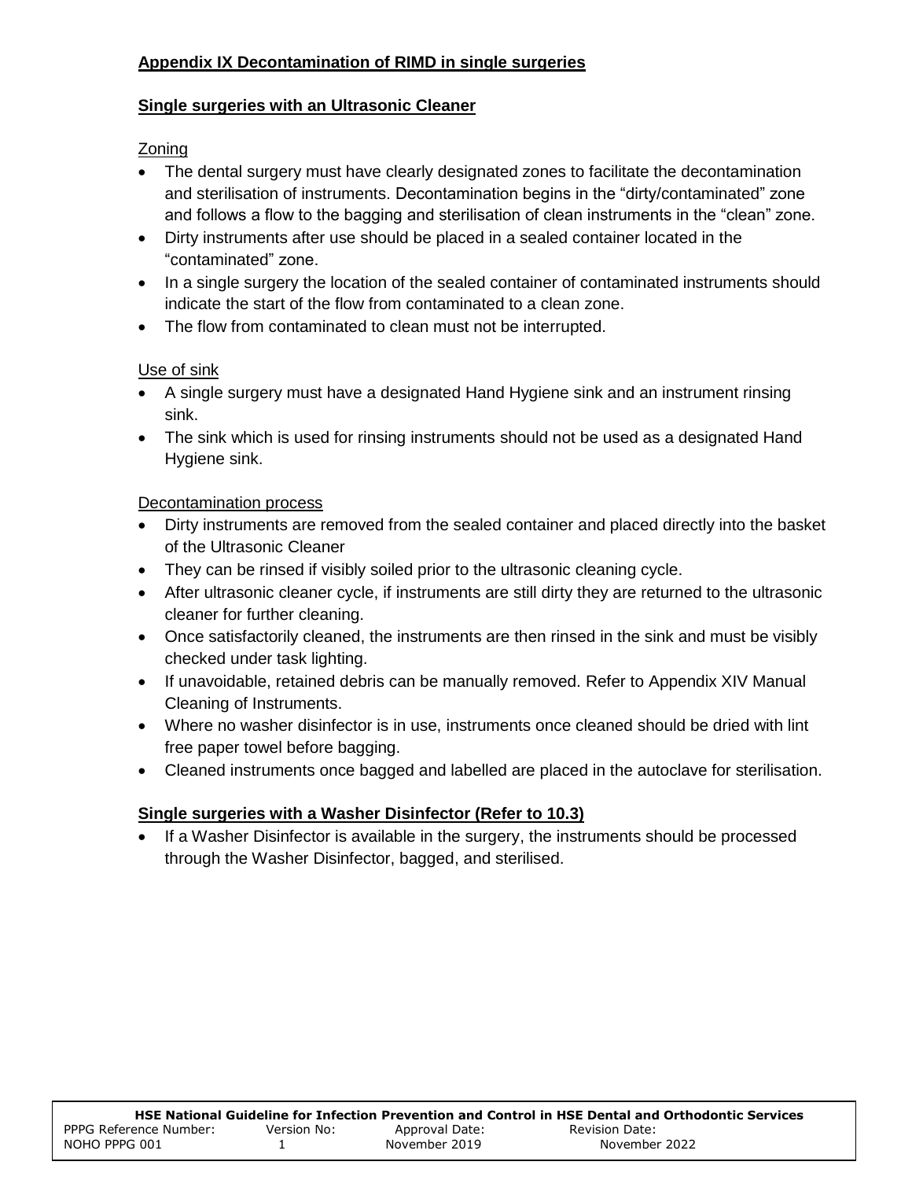## Appendix IX Decontamination of RIMD in single surgeries

### Single surgeries with an Ultrasonic Cleaner

Zoning

- The dental surgery must have clearly designated zones to facilitate the decontamination and sterilisation of instruments. Decontamination begins in the "dirty/contaminated" zone and follows a flow to the bagging and sterilisation of clean instruments in the "clean" zone.
- Dirty instruments after use should be placed in a sealed container located in the "contaminated" zone.
- In a single surgery the location of the sealed container of contaminated instruments should indicate the start of the flow from contaminated to a clean zone.
- The flow from contaminated to clean must not be interrupted.

Use of sink

- A single surgery must have a designated Hand Hygiene sink and an instrument rinsing sink.
- The sink which is used for rinsing instruments should not be used as a designated Hand Hygiene sink.

Decontamination process

- Dirty instruments are removed from the sealed container and placed directly into the basket of the Ultrasonic Cleaner
- They can be rinsed if visibly soiled prior to the ultrasonic cleaning cycle.
- After ultrasonic cleaner cycle, if instruments are still dirty they are returned to the ultrasonic cleaner for further cleaning.
- Once satisfactorily cleaned, the instruments are then rinsed in the sink and must be visibly checked under task lighting.
- If unavoidable, retained debris can be manually removed. Refer to Appendix XIV Manual Cleaning of Instruments.
- Where no washer disinfector is in use, instruments once cleaned should be dried with lint free paper towel before bagging.
- Cleaned instruments once bagged and labelled are placed in the autoclave for sterilisation.

### Single surgeries with a Washer Disinfector (Refer to 10.3)

- If a Washer Disinfector is available in the surgery, the instruments should be processed through the Washer Disinfector, bagged, and sterilised.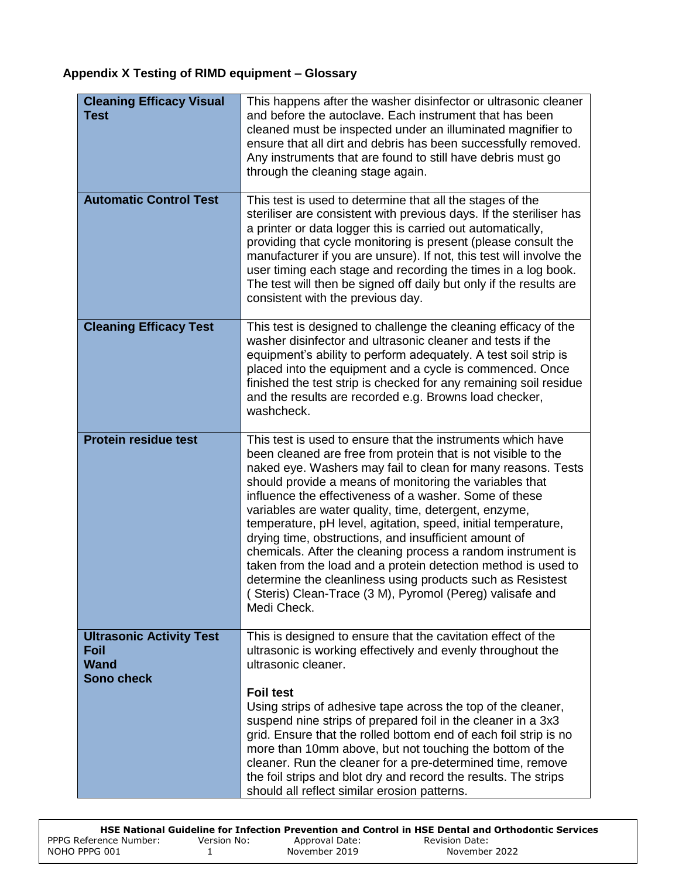## Appendix X Testing of RIMD equipment – Glossary

| | |
|---|---|
| **Cleaning Efficacy Visual Test** | This happens after the washer disinfector or ultrasonic cleaner and before the autoclave. Each instrument that has been cleaned must be inspected under an illuminated magnifier to ensure that all dirt and debris has been successfully removed. Any instruments that are found to still have debris must go through the cleaning stage again. |
| **Automatic Control Test** | This test is used to determine that all the stages of the steriliser are consistent with previous days. If the steriliser has a printer or data logger this is carried out automatically, providing that cycle monitoring is present (please consult the manufacturer if you are unsure). If not, this test will involve the user timing each stage and recording the times in a log book. The test will then be signed off daily but only if the results are consistent with the previous day. |
| **Cleaning Efficacy Test** | This test is designed to challenge the cleaning efficacy of the washer disinfector and ultrasonic cleaner and tests if the equipment's ability to perform adequately. A test soil strip is placed into the equipment and a cycle is commenced. Once finished the test strip is checked for any remaining soil residue and the results are recorded e.g. Browns load checker, washcheck. |
| **Protein residue test** | This test is used to ensure that the instruments which have been cleaned are free from protein that is not visible to the naked eye. Washers may fail to clean for many reasons. Tests should provide a means of monitoring the variables that influence the effectiveness of a washer. Some of these variables are water quality, time, detergent, enzyme, temperature, pH level, agitation, speed, initial temperature, drying time, obstructions, and insufficient amount of chemicals. After the cleaning process a random instrument is taken from the load and a protein detection method is used to determine the cleanliness using products such as Resistest ( Steris) Clean-Trace (3 M), Pyromol (Pereg) valisafe and Medi Check. |
| **Ultrasonic Activity Test**<br>**Foil**<br>**Wand**<br>**Sono check** | This is designed to ensure that the cavitation effect of the ultrasonic is working effectively and evenly throughout the ultrasonic cleaner.<br><br>**Foil test**<br>Using strips of adhesive tape across the top of the cleaner, suspend nine strips of prepared foil in the cleaner in a 3x3 grid. Ensure that the rolled bottom end of each foil strip is no more than 10mm above, but not touching the bottom of the cleaner. Run the cleaner for a pre-determined time, remove the foil strips and blot dry and record the results. The strips should all reflect similar erosion patterns. |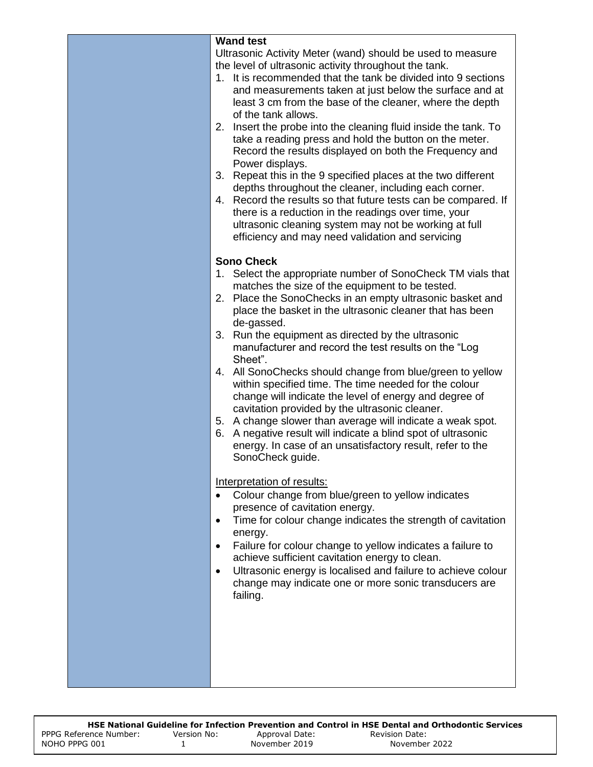**Wand test**

Ultrasonic Activity Meter (wand) should be used to measure the level of ultrasonic activity throughout the tank.

1. It is recommended that the tank be divided into 9 sections and measurements taken at just below the surface and at least 3 cm from the base of the cleaner, where the depth of the tank allows.
2. Insert the probe into the cleaning fluid inside the tank. To take a reading press and hold the button on the meter. Record the results displayed on both the Frequency and Power displays.
3. Repeat this in the 9 specified places at the two different depths throughout the cleaner, including each corner.
4. Record the results so that future tests can be compared. If there is a reduction in the readings over time, your ultrasonic cleaning system may not be working at full efficiency and may need validation and servicing

**Sono Check**

1. Select the appropriate number of SonoCheck TM vials that matches the size of the equipment to be tested.
2. Place the SonoChecks in an empty ultrasonic basket and place the basket in the ultrasonic cleaner that has been de-gassed.
3. Run the equipment as directed by the ultrasonic manufacturer and record the test results on the "Log Sheet".
4. All SonoChecks should change from blue/green to yellow within specified time. The time needed for the colour change will indicate the level of energy and degree of cavitation provided by the ultrasonic cleaner.
5. A change slower than average will indicate a weak spot.
6. A negative result will indicate a blind spot of ultrasonic energy. In case of an unsatisfactory result, refer to the SonoCheck guide.

Interpretation of results:

- Colour change from blue/green to yellow indicates presence of cavitation energy.
- Time for colour change indicates the strength of cavitation energy.
- Failure for colour change to yellow indicates a failure to achieve sufficient cavitation energy to clean.
- Ultrasonic energy is localised and failure to achieve colour change may indicate one or more sonic transducers are failing.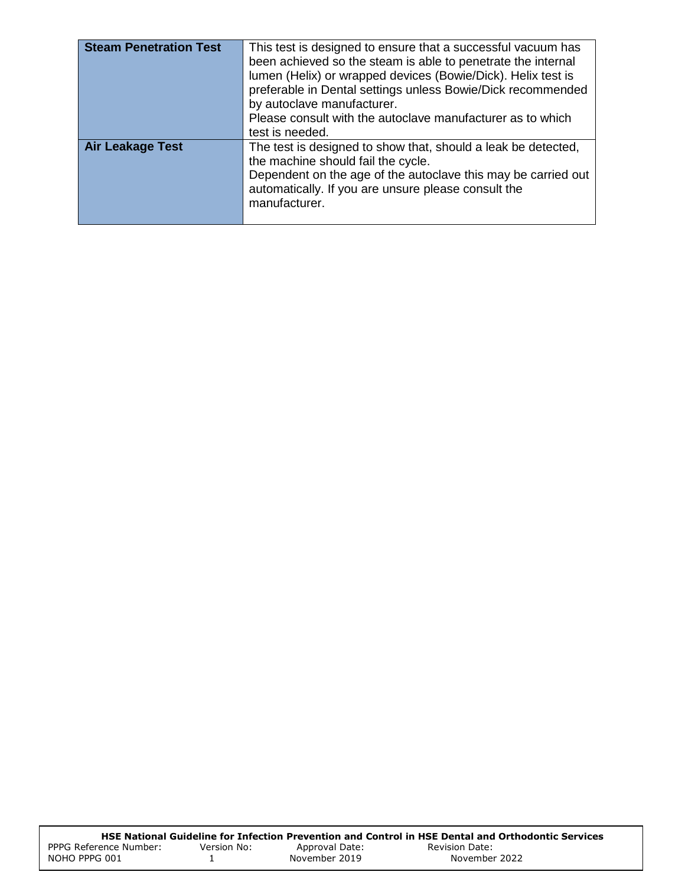| | |
|---|---|
| **Steam Penetration Test** | This test is designed to ensure that a successful vacuum has been achieved so the steam is able to penetrate the internal lumen (Helix) or wrapped devices (Bowie/Dick). Helix test is preferable in Dental settings unless Bowie/Dick recommended by autoclave manufacturer.<br>Please consult with the autoclave manufacturer as to which test is needed. |
| **Air Leakage Test** | The test is designed to show that, should a leak be detected, the machine should fail the cycle.<br>Dependent on the age of the autoclave this may be carried out automatically. If you are unsure please consult the manufacturer. |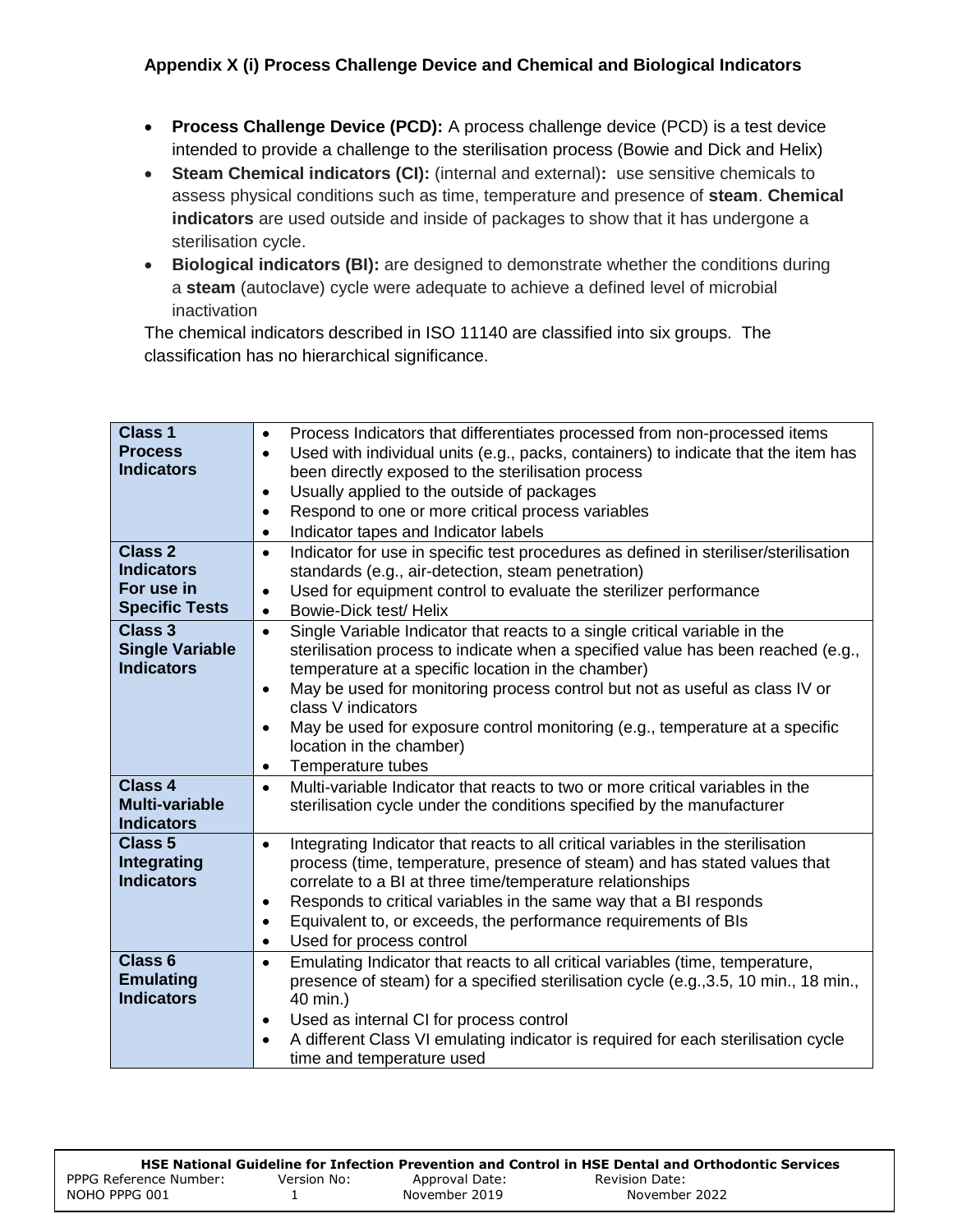### Appendix X (i) Process Challenge Device and Chemical and Biological Indicators

- **Process Challenge Device (PCD):** A process challenge device (PCD) is a test device intended to provide a challenge to the sterilisation process (Bowie and Dick and Helix)
- **Steam Chemical indicators (CI):** (internal and external)**:** use sensitive chemicals to assess physical conditions such as time, temperature and presence of **steam**. **Chemical indicators** are used outside and inside of packages to show that it has undergone a sterilisation cycle.
- **Biological indicators (BI):** are designed to demonstrate whether the conditions during a **steam** (autoclave) cycle were adequate to achieve a defined level of microbial inactivation

The chemical indicators described in ISO 11140 are classified into six groups. The classification has no hierarchical significance.

| | |
|---|---|
| **Class 1 Process Indicators** | • Process Indicators that differentiates processed from non-processed items<br>• Used with individual units (e.g., packs, containers) to indicate that the item has been directly exposed to the sterilisation process<br>• Usually applied to the outside of packages<br>• Respond to one or more critical process variables<br>• Indicator tapes and Indicator labels |
| **Class 2 Indicators For use in Specific Tests** | • Indicator for use in specific test procedures as defined in steriliser/sterilisation standards (e.g., air-detection, steam penetration)<br>• Used for equipment control to evaluate the sterilizer performance<br>• Bowie-Dick test/ Helix |
| **Class 3 Single Variable Indicators** | • Single Variable Indicator that reacts to a single critical variable in the sterilisation process to indicate when a specified value has been reached (e.g., temperature at a specific location in the chamber)<br>• May be used for monitoring process control but not as useful as class IV or class V indicators<br>• May be used for exposure control monitoring (e.g., temperature at a specific location in the chamber)<br>• Temperature tubes |
| **Class 4 Multi-variable Indicators** | • Multi-variable Indicator that reacts to two or more critical variables in the sterilisation cycle under the conditions specified by the manufacturer |
| **Class 5 Integrating Indicators** | • Integrating Indicator that reacts to all critical variables in the sterilisation process (time, temperature, presence of steam) and has stated values that correlate to a BI at three time/temperature relationships<br>• Responds to critical variables in the same way that a BI responds<br>• Equivalent to, or exceeds, the performance requirements of BIs<br>• Used for process control |
| **Class 6 Emulating Indicators** | • Emulating Indicator that reacts to all critical variables (time, temperature, presence of steam) for a specified sterilisation cycle (e.g.,3.5, 10 min., 18 min., 40 min.)<br>• Used as internal CI for process control<br>• A different Class VI emulating indicator is required for each sterilisation cycle time and temperature used |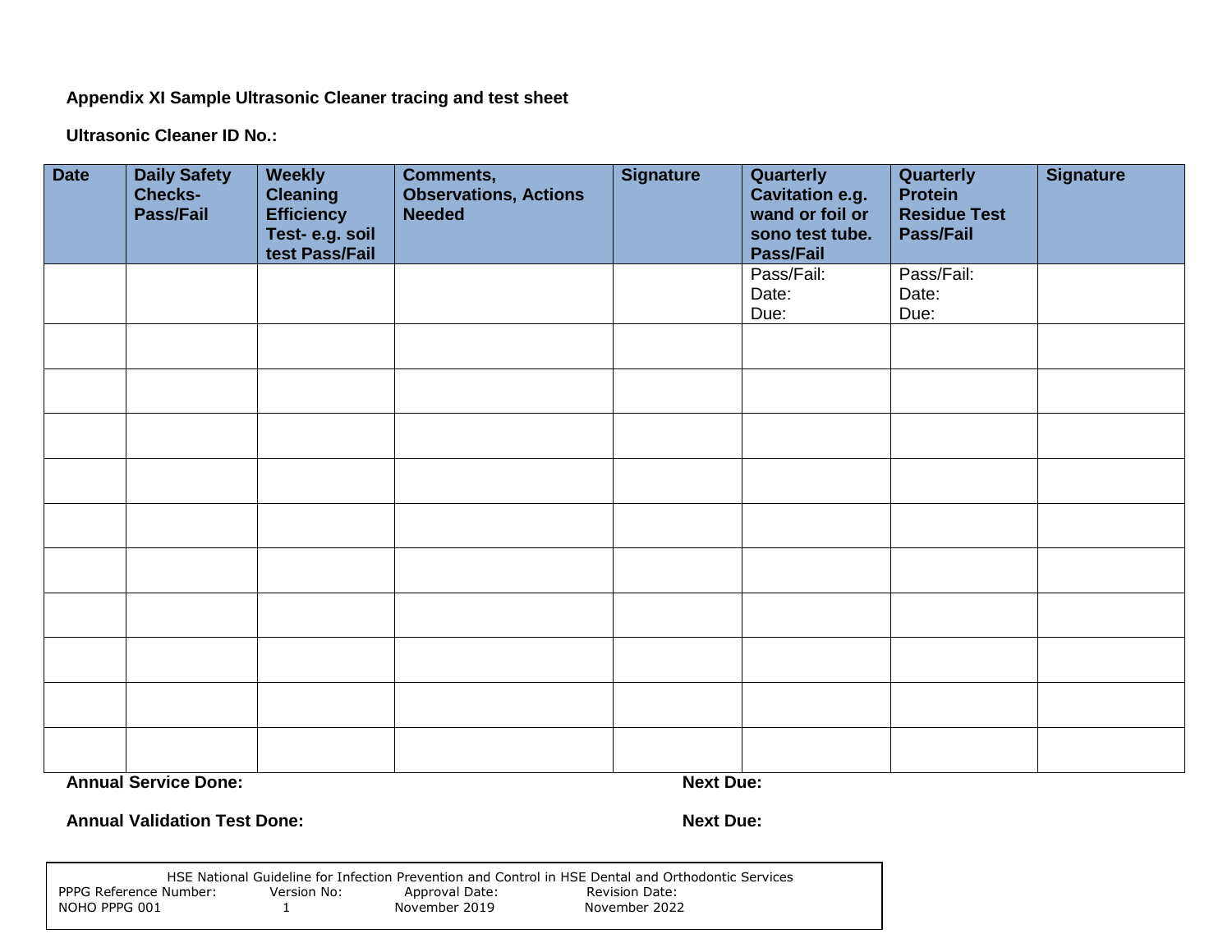**Appendix XI Sample Ultrasonic Cleaner tracing and test sheet**

**Ultrasonic Cleaner ID No.:**

| Date | Daily Safety Checks- Pass/Fail | Weekly Cleaning Efficiency Test- e.g. soil test Pass/Fail | Comments, Observations, Actions Needed | Signature | Quarterly Cavitation e.g. wand or foil or sono test tube. Pass/Fail | Quarterly Protein Residue Test Pass/Fail | Signature |
|---|---|---|---|---|---|---|---|
| | | | | | Pass/Fail:<br>Date:<br>Due: | Pass/Fail:<br>Date:<br>Due: | |
| | | | | | | | |
| | | | | | | | |
| | | | | | | | |
| | | | | | | | |
| | | | | | | | |
| | | | | | | | |
| | | | | | | | |
| | | | | | | | |
| | | | | | | | |
| | | | | | | | |

**Annual Service Done:** **Next Due:**

**Annual Validation Test Done:** **Next Due:**

| HSE National Guideline for Infection Prevention and Control in HSE Dental and Orthodontic Services | | | |
|---|---|---|---|
| PPPG Reference Number: | Version No: | Approval Date: | Revision Date: |
| NOHO PPPG 001 | 1 | November 2019 | November 2022 |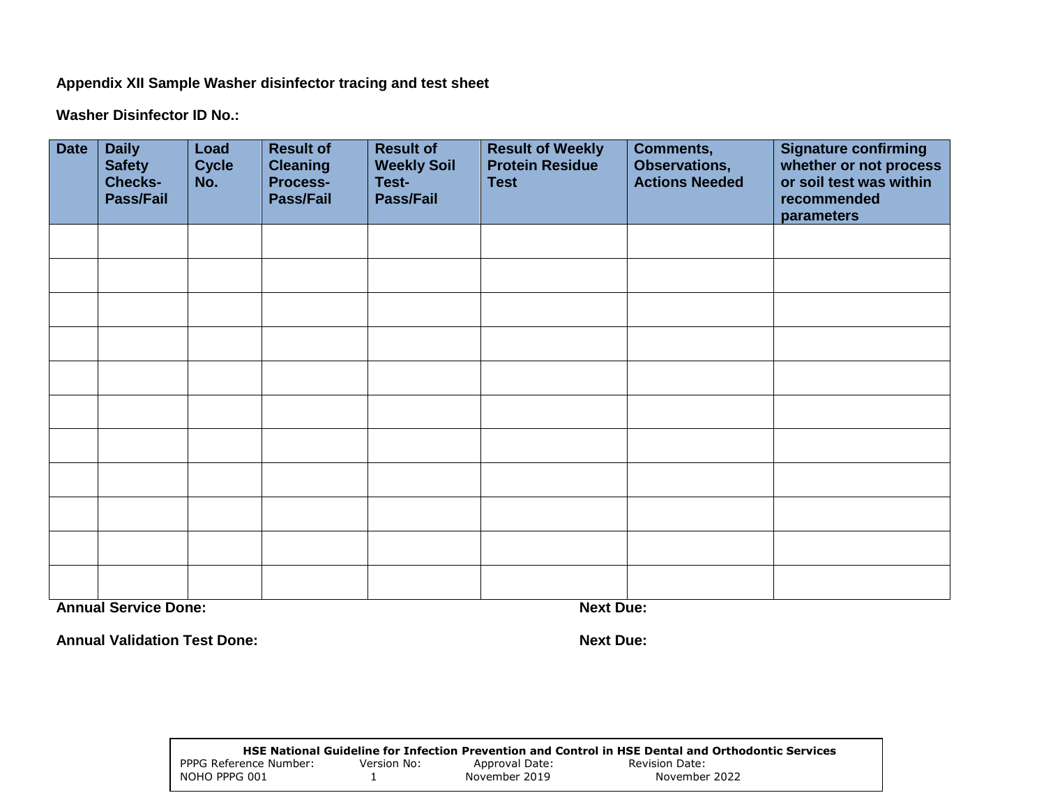**Appendix XII Sample Washer disinfector tracing and test sheet**

**Washer Disinfector ID No.:**

| Date | Daily Safety Checks- Pass/Fail | Load Cycle No. | Result of Cleaning Process- Pass/Fail | Result of Weekly Soil Test- Pass/Fail | Result of Weekly Protein Residue Test | Comments, Observations, Actions Needed | Signature confirming whether or not process or soil test was within recommended parameters |
|---|---|---|---|---|---|---|---|
| | | | | | | | |
| | | | | | | | |
| | | | | | | | |
| | | | | | | | |
| | | | | | | | |
| | | | | | | | |
| | | | | | | | |
| | | | | | | | |
| | | | | | | | |
| | | | | | | | |
| | | | | | | | |

**Annual Service Done:** **Next Due:**

**Annual Validation Test Done:** **Next Due:**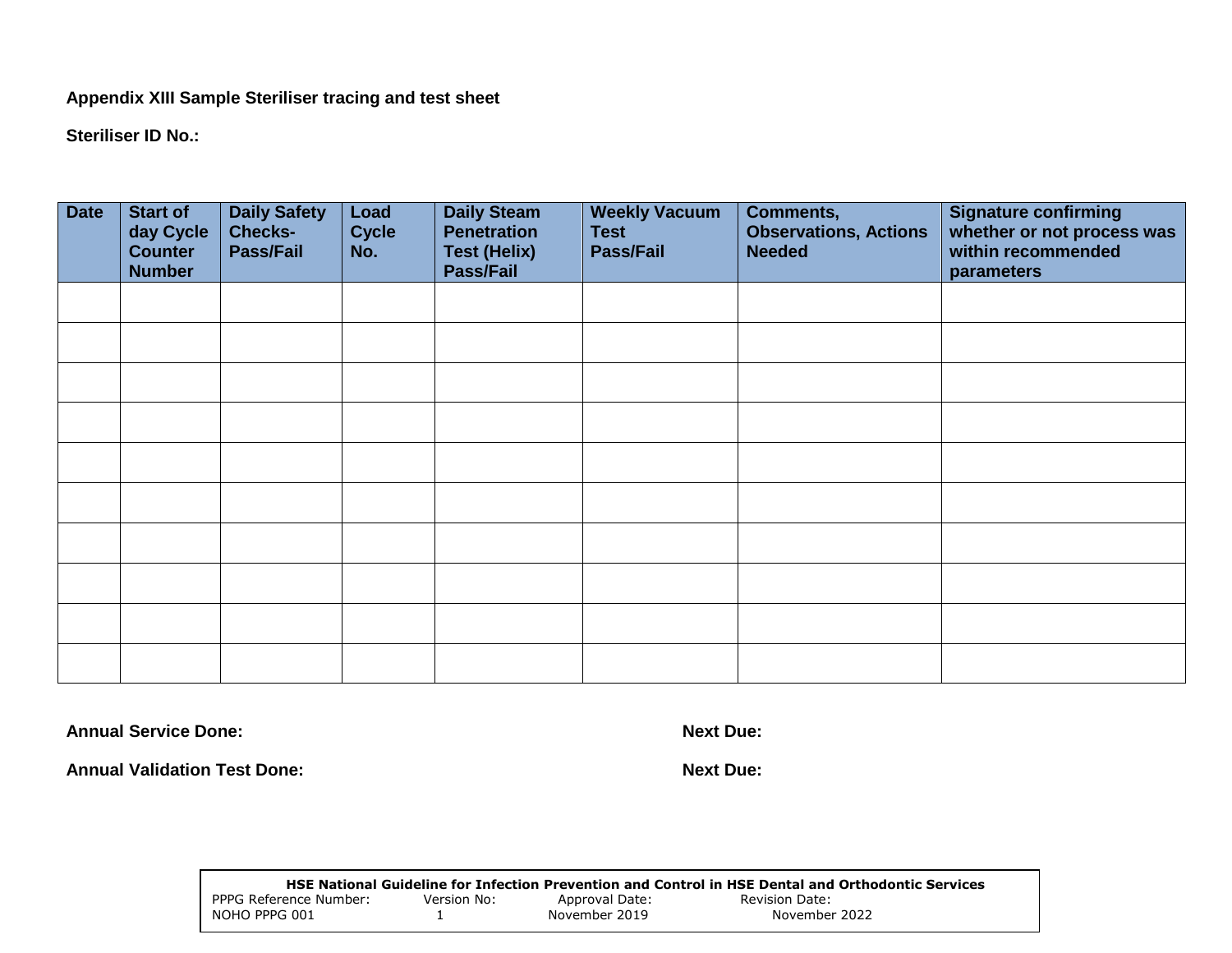**Appendix XIII Sample Steriliser tracing and test sheet**

**Steriliser ID No.:**

| Date | Start of day Cycle Counter Number | Daily Safety Checks- Pass/Fail | Load Cycle No. | Daily Steam Penetration Test (Helix) Pass/Fail | Weekly Vacuum Test Pass/Fail | Comments, Observations, Actions Needed | Signature confirming whether or not process was within recommended parameters |
|---|---|---|---|---|---|---|---|
| | | | | | | | |
| | | | | | | | |
| | | | | | | | |
| | | | | | | | |
| | | | | | | | |
| | | | | | | | |
| | | | | | | | |
| | | | | | | | |
| | | | | | | | |
| | | | | | | | |

**Annual Service Done:** **Next Due:**

**Annual Validation Test Done:** **Next Due:**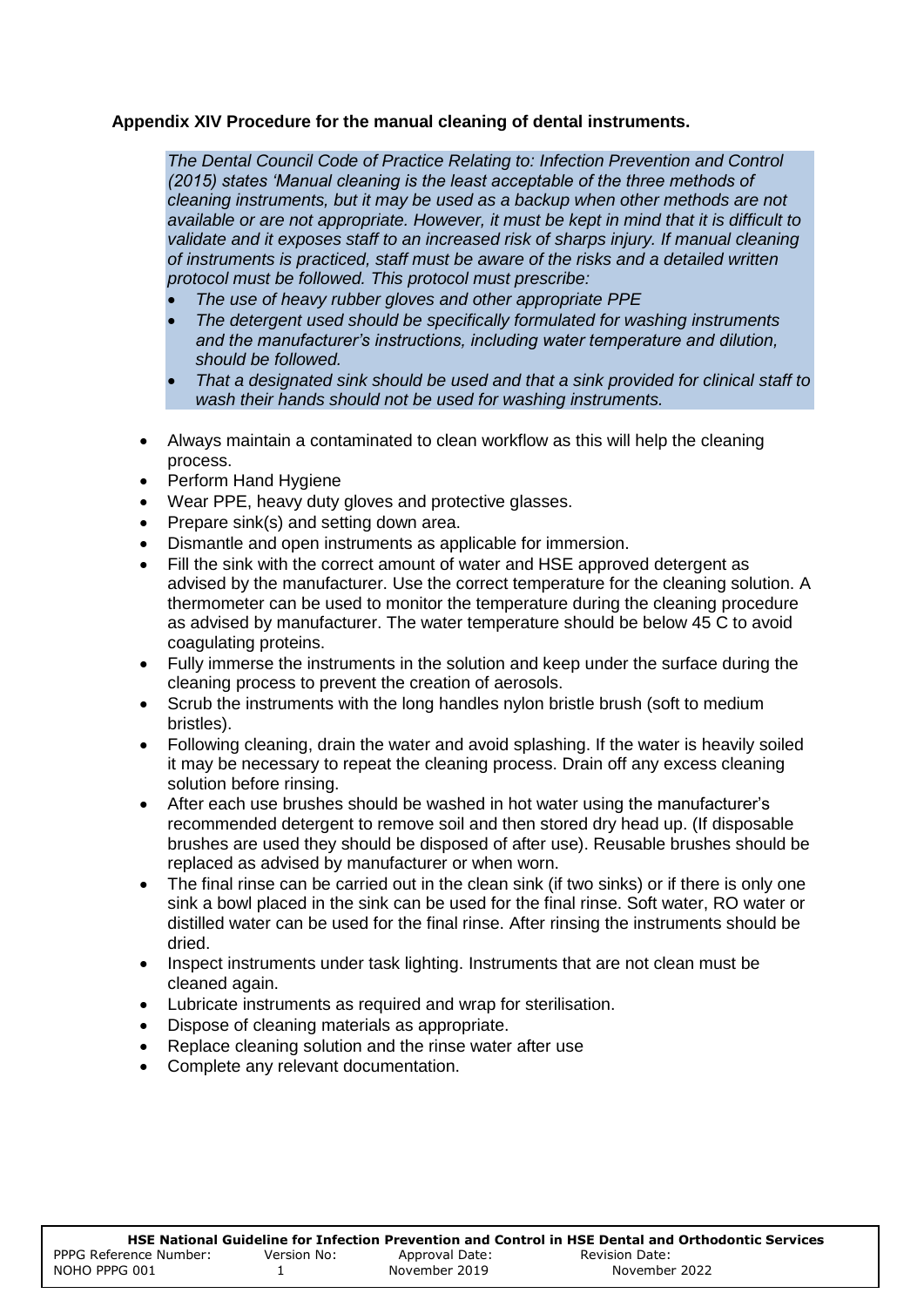**Appendix XIV Procedure for the manual cleaning of dental instruments.**

*The Dental Council Code of Practice Relating to: Infection Prevention and Control (2015) states 'Manual cleaning is the least acceptable of the three methods of cleaning instruments, but it may be used as a backup when other methods are not available or are not appropriate. However, it must be kept in mind that it is difficult to validate and it exposes staff to an increased risk of sharps injury. If manual cleaning of instruments is practiced, staff must be aware of the risks and a detailed written protocol must be followed. This protocol must prescribe:*

- *The use of heavy rubber gloves and other appropriate PPE*
- *The detergent used should be specifically formulated for washing instruments and the manufacturer's instructions, including water temperature and dilution, should be followed.*
- *That a designated sink should be used and that a sink provided for clinical staff to wash their hands should not be used for washing instruments.*

- Always maintain a contaminated to clean workflow as this will help the cleaning process.
- Perform Hand Hygiene
- Wear PPE, heavy duty gloves and protective glasses.
- Prepare sink(s) and setting down area.
- Dismantle and open instruments as applicable for immersion.
- Fill the sink with the correct amount of water and HSE approved detergent as advised by the manufacturer. Use the correct temperature for the cleaning solution. A thermometer can be used to monitor the temperature during the cleaning procedure as advised by manufacturer. The water temperature should be below 45 C to avoid coagulating proteins.
- Fully immerse the instruments in the solution and keep under the surface during the cleaning process to prevent the creation of aerosols.
- Scrub the instruments with the long handles nylon bristle brush (soft to medium bristles).
- Following cleaning, drain the water and avoid splashing. If the water is heavily soiled it may be necessary to repeat the cleaning process. Drain off any excess cleaning solution before rinsing.
- After each use brushes should be washed in hot water using the manufacturer's recommended detergent to remove soil and then stored dry head up. (If disposable brushes are used they should be disposed of after use). Reusable brushes should be replaced as advised by manufacturer or when worn.
- The final rinse can be carried out in the clean sink (if two sinks) or if there is only one sink a bowl placed in the sink can be used for the final rinse. Soft water, RO water or distilled water can be used for the final rinse. After rinsing the instruments should be dried.
- Inspect instruments under task lighting. Instruments that are not clean must be cleaned again.
- Lubricate instruments as required and wrap for sterilisation.
- Dispose of cleaning materials as appropriate.
- Replace cleaning solution and the rinse water after use
- Complete any relevant documentation.